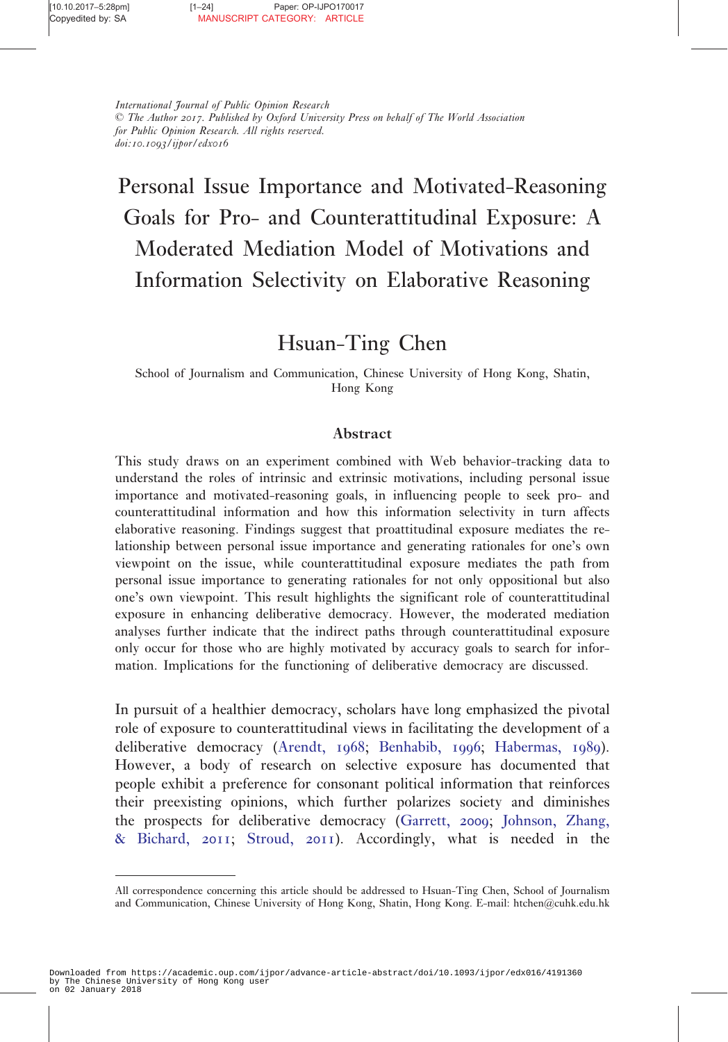International Journal of Public Opinion Research
© The Author 2017. Published by Oxford University Press on behalf of The World Association for Public Opinion Research. All rights reserved.
doi:10.1093/ijpor/edx016

# Personal Issue Importance and Motivated-Reasoning Goals for Pro- and Counterattitudinal Exposure: A Moderated Mediation Model of Motivations and Information Selectivity on Elaborative Reasoning

## Hsuan-Ting Chen

School of Journalism and Communication, Chinese University of Hong Kong, Shatin, Hong Kong

### Abstract

This study draws on an experiment combined with Web behavior-tracking data to understand the roles of intrinsic and extrinsic motivations, including personal issue importance and motivated-reasoning goals, in influencing people to seek pro- and counterattitudinal information and how this information selectivity in turn affects elaborative reasoning. Findings suggest that proattitudinal exposure mediates the relationship between personal issue importance and generating rationales for one's own viewpoint on the issue, while counterattitudinal exposure mediates the path from personal issue importance to generating rationales for not only oppositional but also one's own viewpoint. This result highlights the significant role of counterattitudinal exposure in enhancing deliberative democracy. However, the moderated mediation analyses further indicate that the indirect paths through counterattitudinal exposure only occur for those who are highly motivated by accuracy goals to search for information. Implications for the functioning of deliberative democracy are discussed.

In pursuit of a healthier democracy, scholars have long emphasized the pivotal role of exposure to counterattitudinal views in facilitating the development of a deliberative democracy (Arendt, 1968; Benhabib, 1996; Habermas, 1989). However, a body of research on selective exposure has documented that people exhibit a preference for consonant political information that reinforces their preexisting opinions, which further polarizes society and diminishes the prospects for deliberative democracy (Garrett, 2009; Johnson, Zhang, & Bichard, 2011; Stroud, 2011). Accordingly, what is needed in the

All correspondence concerning this article should be addressed to Hsuan-Ting Chen, School of Journalism and Communication, Chinese University of Hong Kong, Shatin, Hong Kong. E-mail: htchen@cuhk.edu.hk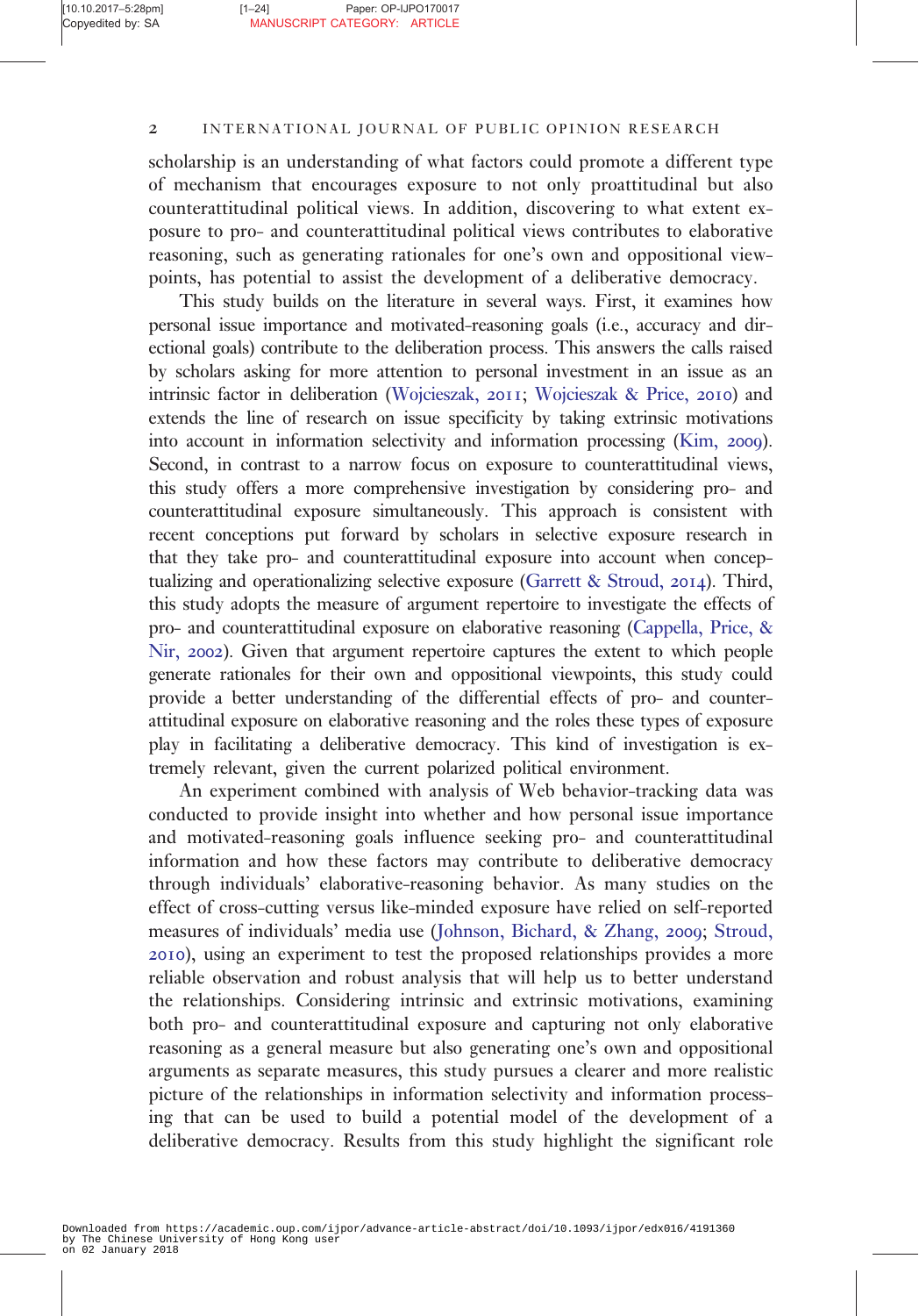scholarship is an understanding of what factors could promote a different type of mechanism that encourages exposure to not only proattitudinal but also counterattitudinal political views. In addition, discovering to what extent exposure to pro- and counterattitudinal political views contributes to elaborative reasoning, such as generating rationales for one's own and oppositional viewpoints, has potential to assist the development of a deliberative democracy.

This study builds on the literature in several ways. First, it examines how personal issue importance and motivated-reasoning goals (i.e., accuracy and directional goals) contribute to the deliberation process. This answers the calls raised by scholars asking for more attention to personal investment in an issue as an intrinsic factor in deliberation (Wojcieszak, 2011; Wojcieszak & Price, 2010) and extends the line of research on issue specificity by taking extrinsic motivations into account in information selectivity and information processing (Kim, 2009). Second, in contrast to a narrow focus on exposure to counterattitudinal views, this study offers a more comprehensive investigation by considering pro- and counterattitudinal exposure simultaneously. This approach is consistent with recent conceptions put forward by scholars in selective exposure research in that they take pro- and counterattitudinal exposure into account when conceptualizing and operationalizing selective exposure (Garrett & Stroud, 2014). Third, this study adopts the measure of argument repertoire to investigate the effects of pro- and counterattitudinal exposure on elaborative reasoning (Cappella, Price, & Nir, 2002). Given that argument repertoire captures the extent to which people generate rationales for their own and oppositional viewpoints, this study could provide a better understanding of the differential effects of pro- and counterattitudinal exposure on elaborative reasoning and the roles these types of exposure play in facilitating a deliberative democracy. This kind of investigation is extremely relevant, given the current polarized political environment.

An experiment combined with analysis of Web behavior-tracking data was conducted to provide insight into whether and how personal issue importance and motivated-reasoning goals influence seeking pro- and counterattitudinal information and how these factors may contribute to deliberative democracy through individuals' elaborative-reasoning behavior. As many studies on the effect of cross-cutting versus like-minded exposure have relied on self-reported measures of individuals' media use (Johnson, Bichard, & Zhang, 2009; Stroud, 2010), using an experiment to test the proposed relationships provides a more reliable observation and robust analysis that will help us to better understand the relationships. Considering intrinsic and extrinsic motivations, examining both pro- and counterattitudinal exposure and capturing not only elaborative reasoning as a general measure but also generating one's own and oppositional arguments as separate measures, this study pursues a clearer and more realistic picture of the relationships in information selectivity and information processing that can be used to build a potential model of the development of a deliberative democracy. Results from this study highlight the significant role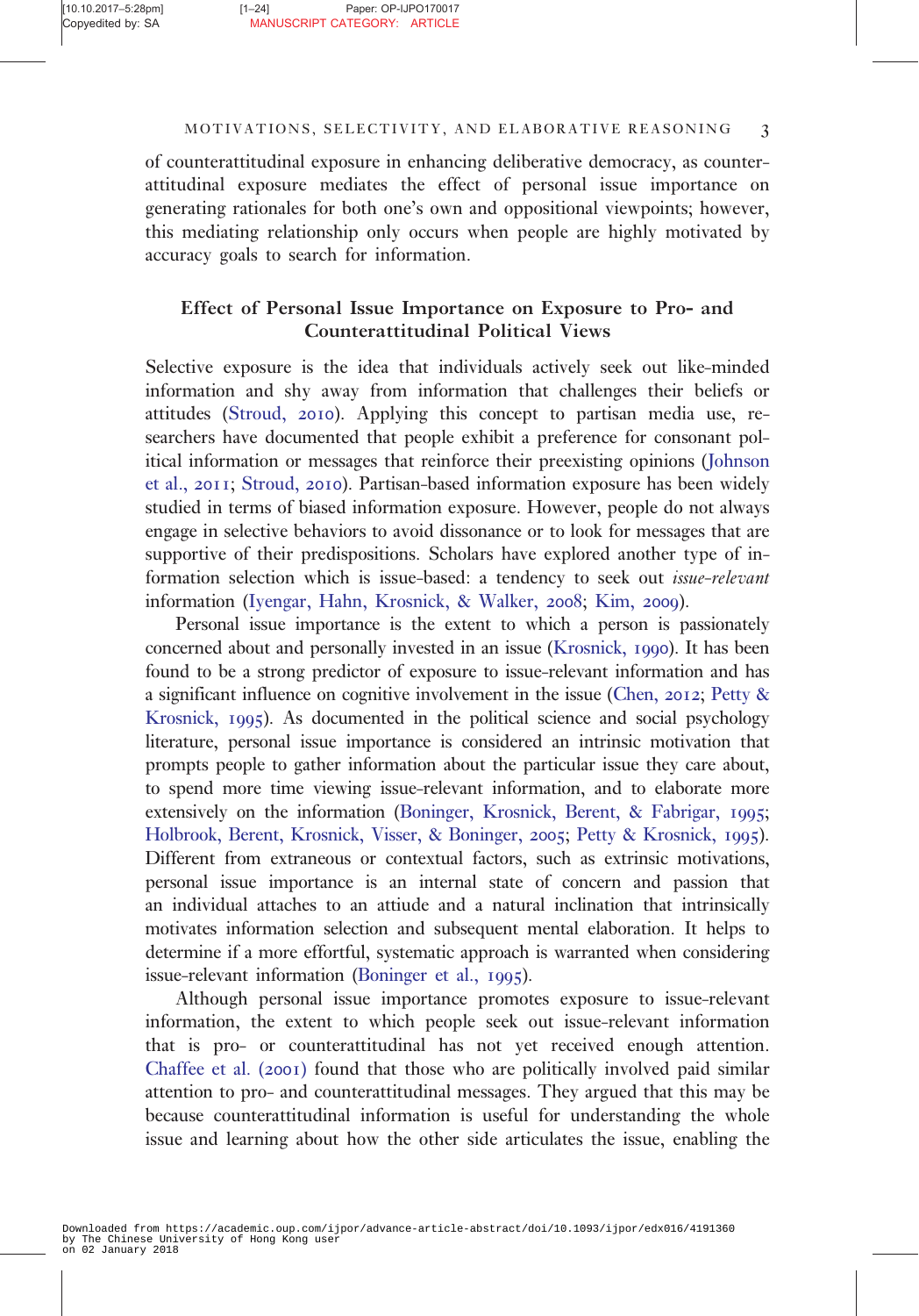of counterattitudinal exposure in enhancing deliberative democracy, as counterattitudinal exposure mediates the effect of personal issue importance on generating rationales for both one's own and oppositional viewpoints; however, this mediating relationship only occurs when people are highly motivated by accuracy goals to search for information.

## Effect of Personal Issue Importance on Exposure to Pro- and Counterattitudinal Political Views

Selective exposure is the idea that individuals actively seek out like-minded information and shy away from information that challenges their beliefs or attitudes (Stroud, 2010). Applying this concept to partisan media use, researchers have documented that people exhibit a preference for consonant political information or messages that reinforce their preexisting opinions (Johnson et al., 2011; Stroud, 2010). Partisan-based information exposure has been widely studied in terms of biased information exposure. However, people do not always engage in selective behaviors to avoid dissonance or to look for messages that are supportive of their predispositions. Scholars have explored another type of information selection which is issue-based: a tendency to seek out *issue-relevant* information (Iyengar, Hahn, Krosnick, & Walker, 2008; Kim, 2009).

Personal issue importance is the extent to which a person is passionately concerned about and personally invested in an issue (Krosnick, 1990). It has been found to be a strong predictor of exposure to issue-relevant information and has a significant influence on cognitive involvement in the issue (Chen, 2012; Petty & Krosnick, 1995). As documented in the political science and social psychology literature, personal issue importance is considered an intrinsic motivation that prompts people to gather information about the particular issue they care about, to spend more time viewing issue-relevant information, and to elaborate more extensively on the information (Boninger, Krosnick, Berent, & Fabrigar, 1995; Holbrook, Berent, Krosnick, Visser, & Boninger, 2005; Petty & Krosnick, 1995). Different from extraneous or contextual factors, such as extrinsic motivations, personal issue importance is an internal state of concern and passion that an individual attaches to an attiude and a natural inclination that intrinsically motivates information selection and subsequent mental elaboration. It helps to determine if a more effortful, systematic approach is warranted when considering issue-relevant information (Boninger et al., 1995).

Although personal issue importance promotes exposure to issue-relevant information, the extent to which people seek out issue-relevant information that is pro- or counterattitudinal has not yet received enough attention. Chaffee et al. (2001) found that those who are politically involved paid similar attention to pro- and counterattitudinal messages. They argued that this may be because counterattitudinal information is useful for understanding the whole issue and learning about how the other side articulates the issue, enabling the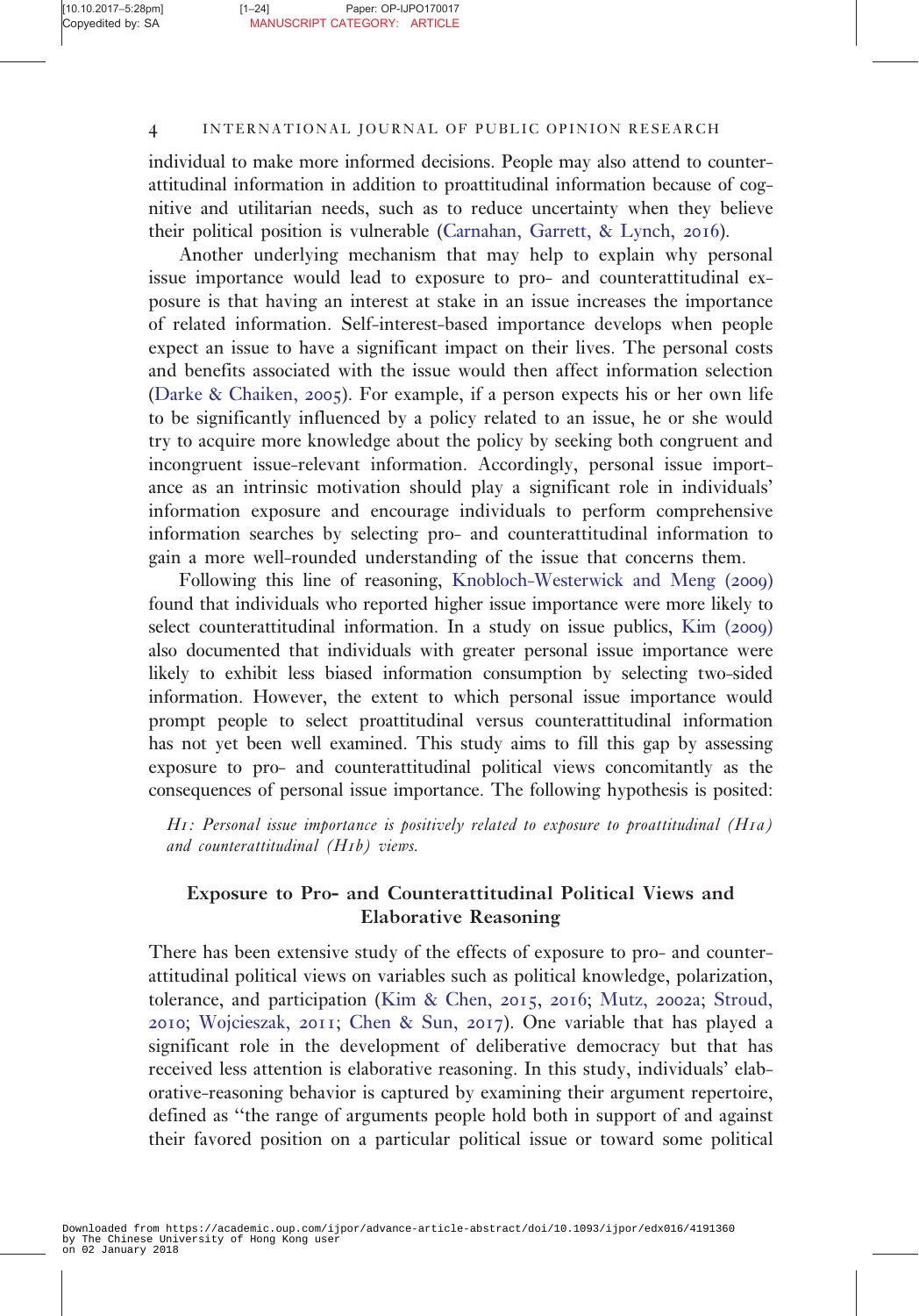individual to make more informed decisions. People may also attend to counter-attitudinal information in addition to proattitudinal information because of cognitive and utilitarian needs, such as to reduce uncertainty when they believe their political position is vulnerable (Carnahan, Garrett, & Lynch, 2016).

Another underlying mechanism that may help to explain why personal issue importance would lead to exposure to pro- and counterattitudinal exposure is that having an interest at stake in an issue increases the importance of related information. Self-interest-based importance develops when people expect an issue to have a significant impact on their lives. The personal costs and benefits associated with the issue would then affect information selection (Darke & Chaiken, 2005). For example, if a person expects his or her own life to be significantly influenced by a policy related to an issue, he or she would try to acquire more knowledge about the policy by seeking both congruent and incongruent issue-relevant information. Accordingly, personal issue importance as an intrinsic motivation should play a significant role in individuals' information exposure and encourage individuals to perform comprehensive information searches by selecting pro- and counterattitudinal information to gain a more well-rounded understanding of the issue that concerns them.

Following this line of reasoning, Knobloch-Westerwick and Meng (2009) found that individuals who reported higher issue importance were more likely to select counterattitudinal information. In a study on issue publics, Kim (2009) also documented that individuals with greater personal issue importance were likely to exhibit less biased information consumption by selecting two-sided information. However, the extent to which personal issue importance would prompt people to select proattitudinal versus counterattitudinal information has not yet been well examined. This study aims to fill this gap by assessing exposure to pro- and counterattitudinal political views concomitantly as the consequences of personal issue importance. The following hypothesis is posited:

*H1: Personal issue importance is positively related to exposure to proattitudinal (H1a) and counterattitudinal (H1b) views.*

## Exposure to Pro- and Counterattitudinal Political Views and Elaborative Reasoning

There has been extensive study of the effects of exposure to pro- and counter-attitudinal political views on variables such as political knowledge, polarization, tolerance, and participation (Kim & Chen, 2015, 2016; Mutz, 2002a; Stroud, 2010; Wojcieszak, 2011; Chen & Sun, 2017). One variable that has played a significant role in the development of deliberative democracy but that has received less attention is elaborative reasoning. In this study, individuals' elaborative-reasoning behavior is captured by examining their argument repertoire, defined as "the range of arguments people hold both in support of and against their favored position on a particular political issue or toward some political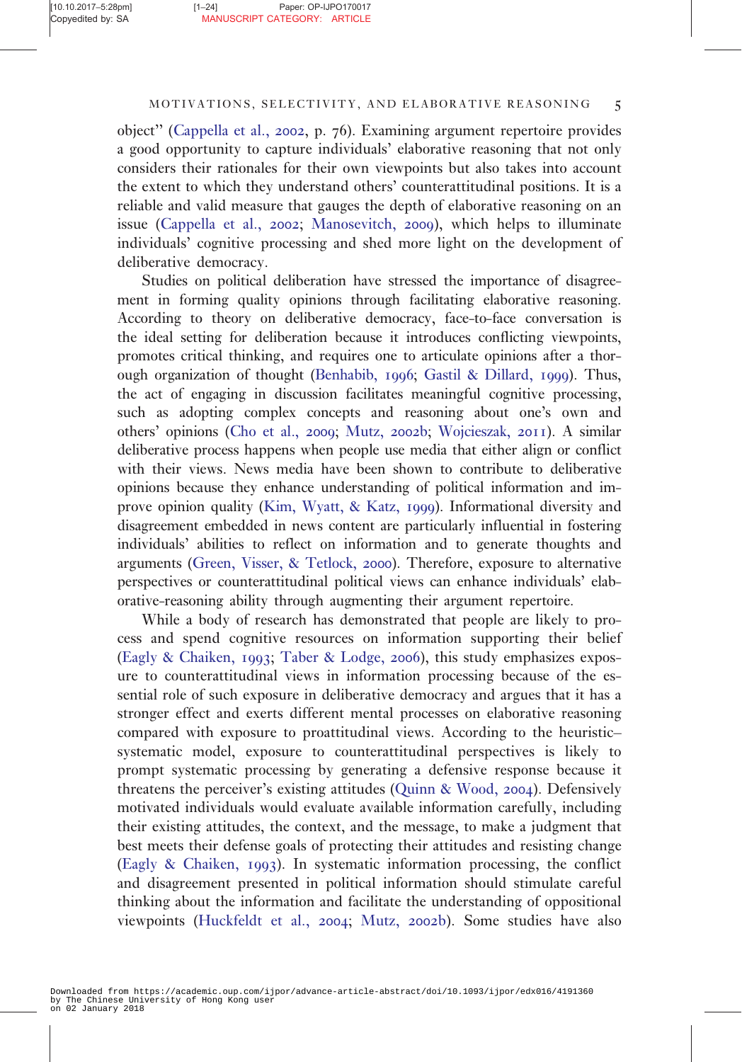object" (Cappella et al., 2002, p. 76). Examining argument repertoire provides a good opportunity to capture individuals' elaborative reasoning that not only considers their rationales for their own viewpoints but also takes into account the extent to which they understand others' counterattitudinal positions. It is a reliable and valid measure that gauges the depth of elaborative reasoning on an issue (Cappella et al., 2002; Manosevitch, 2009), which helps to illuminate individuals' cognitive processing and shed more light on the development of deliberative democracy.

Studies on political deliberation have stressed the importance of disagreement in forming quality opinions through facilitating elaborative reasoning. According to theory on deliberative democracy, face-to-face conversation is the ideal setting for deliberation because it introduces conflicting viewpoints, promotes critical thinking, and requires one to articulate opinions after a thorough organization of thought (Benhabib, 1996; Gastil & Dillard, 1999). Thus, the act of engaging in discussion facilitates meaningful cognitive processing, such as adopting complex concepts and reasoning about one's own and others' opinions (Cho et al., 2009; Mutz, 2002b; Wojcieszak, 2011). A similar deliberative process happens when people use media that either align or conflict with their views. News media have been shown to contribute to deliberative opinions because they enhance understanding of political information and improve opinion quality (Kim, Wyatt, & Katz, 1999). Informational diversity and disagreement embedded in news content are particularly influential in fostering individuals' abilities to reflect on information and to generate thoughts and arguments (Green, Visser, & Tetlock, 2000). Therefore, exposure to alternative perspectives or counterattitudinal political views can enhance individuals' elaborative-reasoning ability through augmenting their argument repertoire.

While a body of research has demonstrated that people are likely to process and spend cognitive resources on information supporting their belief (Eagly & Chaiken, 1993; Taber & Lodge, 2006), this study emphasizes exposure to counterattitudinal views in information processing because of the essential role of such exposure in deliberative democracy and argues that it has a stronger effect and exerts different mental processes on elaborative reasoning compared with exposure to proattitudinal views. According to the heuristic–systematic model, exposure to counterattitudinal perspectives is likely to prompt systematic processing by generating a defensive response because it threatens the perceiver's existing attitudes (Quinn & Wood, 2004). Defensively motivated individuals would evaluate available information carefully, including their existing attitudes, the context, and the message, to make a judgment that best meets their defense goals of protecting their attitudes and resisting change (Eagly & Chaiken, 1993). In systematic information processing, the conflict and disagreement presented in political information should stimulate careful thinking about the information and facilitate the understanding of oppositional viewpoints (Huckfeldt et al., 2004; Mutz, 2002b). Some studies have also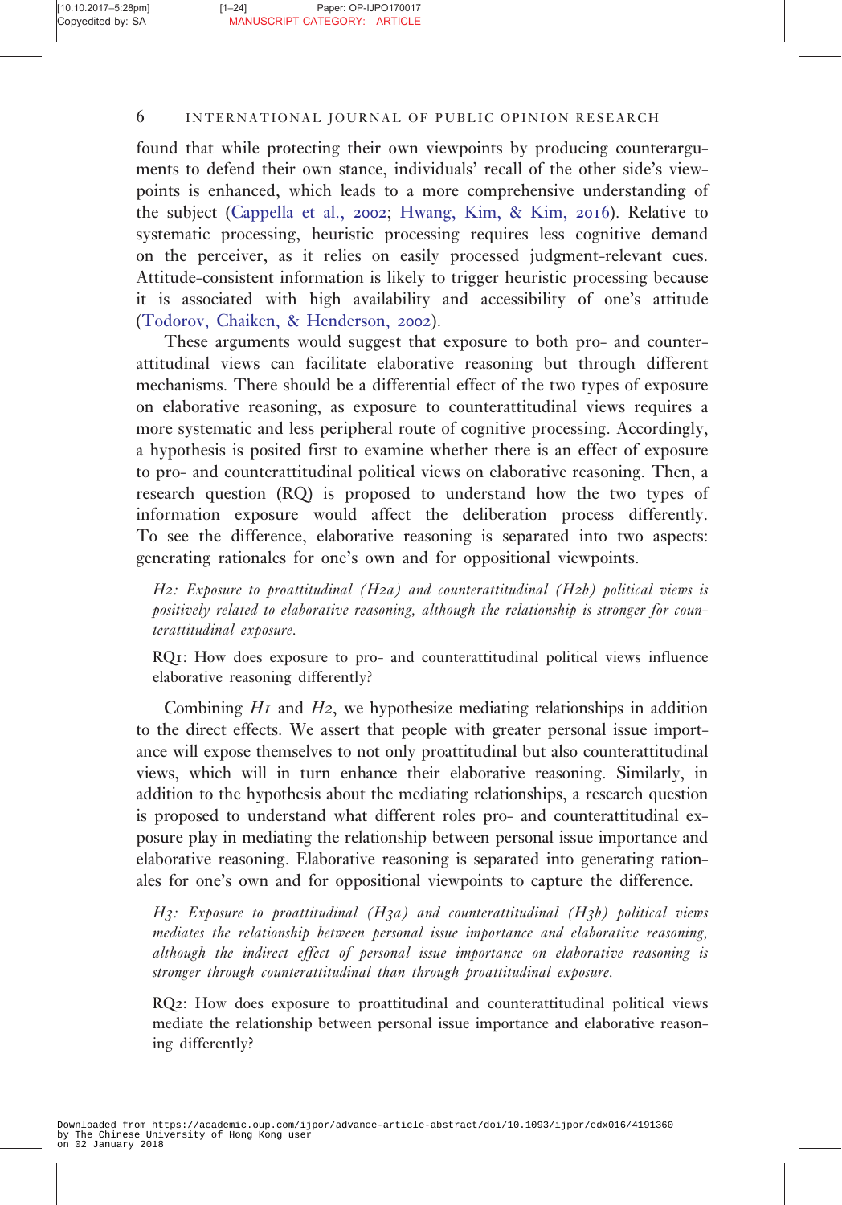found that while protecting their own viewpoints by producing counterarguments to defend their own stance, individuals' recall of the other side's viewpoints is enhanced, which leads to a more comprehensive understanding of the subject (Cappella et al., 2002; Hwang, Kim, & Kim, 2016). Relative to systematic processing, heuristic processing requires less cognitive demand on the perceiver, as it relies on easily processed judgment-relevant cues. Attitude-consistent information is likely to trigger heuristic processing because it is associated with high availability and accessibility of one's attitude (Todorov, Chaiken, & Henderson, 2002).

These arguments would suggest that exposure to both pro- and counterattitudinal views can facilitate elaborative reasoning but through different mechanisms. There should be a differential effect of the two types of exposure on elaborative reasoning, as exposure to counterattitudinal views requires a more systematic and less peripheral route of cognitive processing. Accordingly, a hypothesis is posited first to examine whether there is an effect of exposure to pro- and counterattitudinal political views on elaborative reasoning. Then, a research question (RQ) is proposed to understand how the two types of information exposure would affect the deliberation process differently. To see the difference, elaborative reasoning is separated into two aspects: generating rationales for one's own and for oppositional viewpoints.

> *H2: Exposure to proattitudinal (H2a) and counterattitudinal (H2b) political views is positively related to elaborative reasoning, although the relationship is stronger for counterattitudinal exposure.*

> RQ1: How does exposure to pro- and counterattitudinal political views influence elaborative reasoning differently?

Combining *H1* and *H2*, we hypothesize mediating relationships in addition to the direct effects. We assert that people with greater personal issue importance will expose themselves to not only proattitudinal but also counterattitudinal views, which will in turn enhance their elaborative reasoning. Similarly, in addition to the hypothesis about the mediating relationships, a research question is proposed to understand what different roles pro- and counterattitudinal exposure play in mediating the relationship between personal issue importance and elaborative reasoning. Elaborative reasoning is separated into generating rationales for one's own and for oppositional viewpoints to capture the difference.

> *H3: Exposure to proattitudinal (H3a) and counterattitudinal (H3b) political views mediates the relationship between personal issue importance and elaborative reasoning, although the indirect effect of personal issue importance on elaborative reasoning is stronger through counterattitudinal than through proattitudinal exposure.*

> RQ2: How does exposure to proattitudinal and counterattitudinal political views mediate the relationship between personal issue importance and elaborative reasoning differently?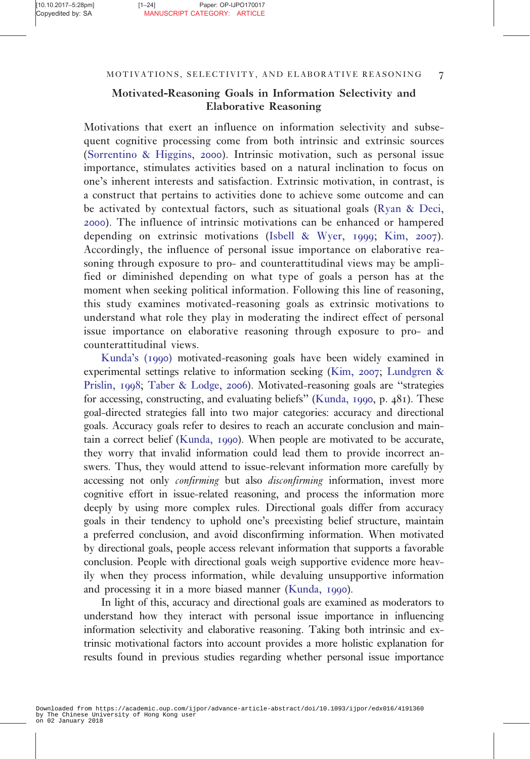## Motivated-Reasoning Goals in Information Selectivity and Elaborative Reasoning

Motivations that exert an influence on information selectivity and subsequent cognitive processing come from both intrinsic and extrinsic sources (Sorrentino & Higgins, 2000). Intrinsic motivation, such as personal issue importance, stimulates activities based on a natural inclination to focus on one's inherent interests and satisfaction. Extrinsic motivation, in contrast, is a construct that pertains to activities done to achieve some outcome and can be activated by contextual factors, such as situational goals (Ryan & Deci, 2000). The influence of intrinsic motivations can be enhanced or hampered depending on extrinsic motivations (Isbell & Wyer, 1999; Kim, 2007). Accordingly, the influence of personal issue importance on elaborative reasoning through exposure to pro- and counterattitudinal views may be amplified or diminished depending on what type of goals a person has at the moment when seeking political information. Following this line of reasoning, this study examines motivated-reasoning goals as extrinsic motivations to understand what role they play in moderating the indirect effect of personal issue importance on elaborative reasoning through exposure to pro- and counterattitudinal views.

Kunda's (1990) motivated-reasoning goals have been widely examined in experimental settings relative to information seeking (Kim, 2007; Lundgren & Prislin, 1998; Taber & Lodge, 2006). Motivated-reasoning goals are "strategies for accessing, constructing, and evaluating beliefs" (Kunda, 1990, p. 481). These goal-directed strategies fall into two major categories: accuracy and directional goals. Accuracy goals refer to desires to reach an accurate conclusion and maintain a correct belief (Kunda, 1990). When people are motivated to be accurate, they worry that invalid information could lead them to provide incorrect answers. Thus, they would attend to issue-relevant information more carefully by accessing not only *confirming* but also *disconfirming* information, invest more cognitive effort in issue-related reasoning, and process the information more deeply by using more complex rules. Directional goals differ from accuracy goals in their tendency to uphold one's preexisting belief structure, maintain a preferred conclusion, and avoid disconfirming information. When motivated by directional goals, people access relevant information that supports a favorable conclusion. People with directional goals weigh supportive evidence more heavily when they process information, while devaluing unsupportive information and processing it in a more biased manner (Kunda, 1990).

In light of this, accuracy and directional goals are examined as moderators to understand how they interact with personal issue importance in influencing information selectivity and elaborative reasoning. Taking both intrinsic and extrinsic motivational factors into account provides a more holistic explanation for results found in previous studies regarding whether personal issue importance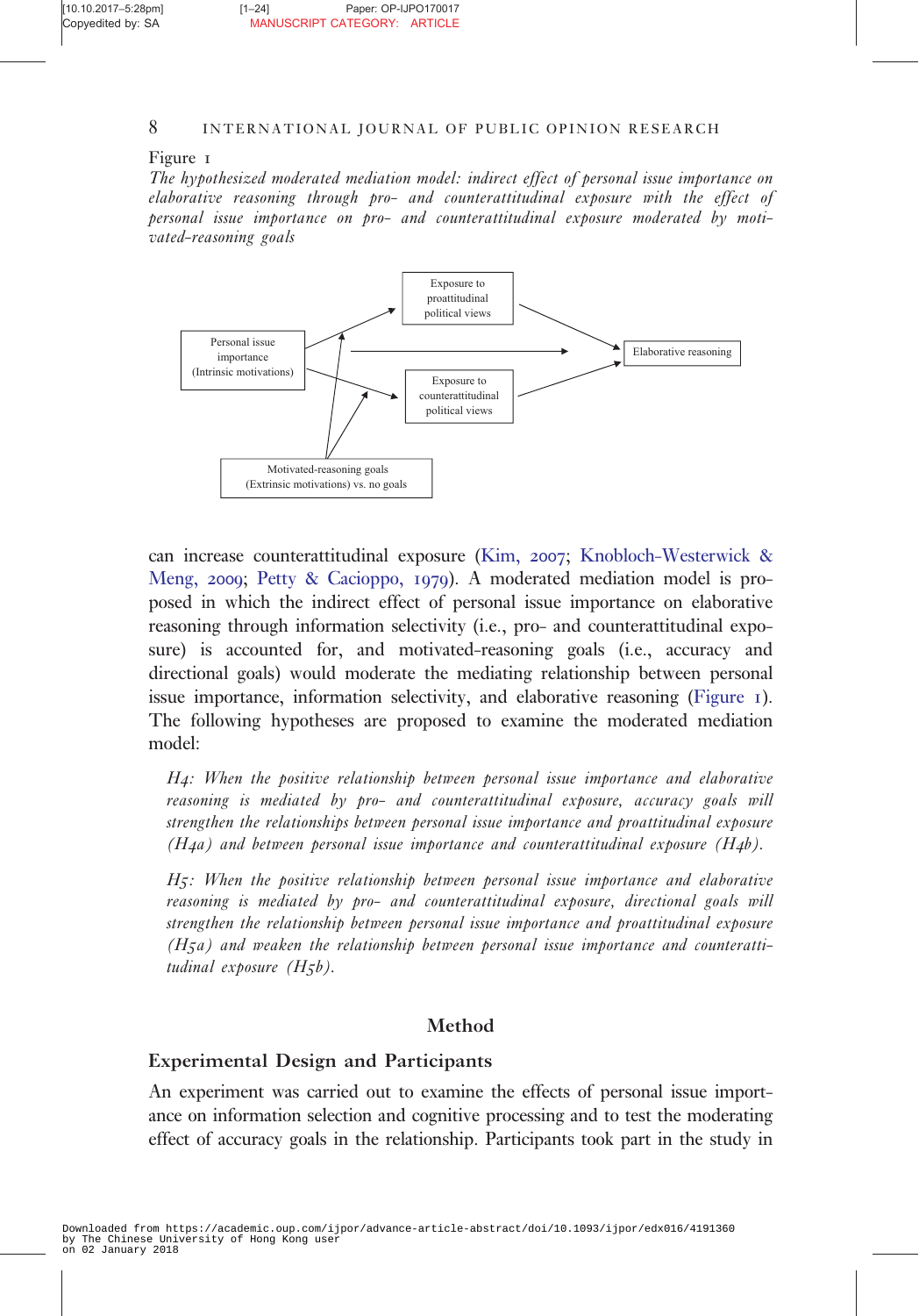Figure 1

*The hypothesized moderated mediation model: indirect effect of personal issue importance on elaborative reasoning through pro- and counterattitudinal exposure with the effect of personal issue importance on pro- and counterattitudinal exposure moderated by motivated-reasoning goals*

can increase counterattitudinal exposure (Kim, 2007; Knobloch-Westerwick & Meng, 2009; Petty & Cacioppo, 1979). A moderated mediation model is proposed in which the indirect effect of personal issue importance on elaborative reasoning through information selectivity (i.e., pro- and counterattitudinal exposure) is accounted for, and motivated-reasoning goals (i.e., accuracy and directional goals) would moderate the mediating relationship between personal issue importance, information selectivity, and elaborative reasoning (Figure 1). The following hypotheses are proposed to examine the moderated mediation model:

> *H4: When the positive relationship between personal issue importance and elaborative reasoning is mediated by pro- and counterattitudinal exposure, accuracy goals will strengthen the relationships between personal issue importance and proattitudinal exposure (H4a) and between personal issue importance and counterattitudinal exposure (H4b).*

> *H5: When the positive relationship between personal issue importance and elaborative reasoning is mediated by pro- and counterattitudinal exposure, directional goals will strengthen the relationship between personal issue importance and proattitudinal exposure (H5a) and weaken the relationship between personal issue importance and counterattitudinal exposure (H5b).*

## Method

### Experimental Design and Participants

An experiment was carried out to examine the effects of personal issue importance on information selection and cognitive processing and to test the moderating effect of accuracy goals in the relationship. Participants took part in the study in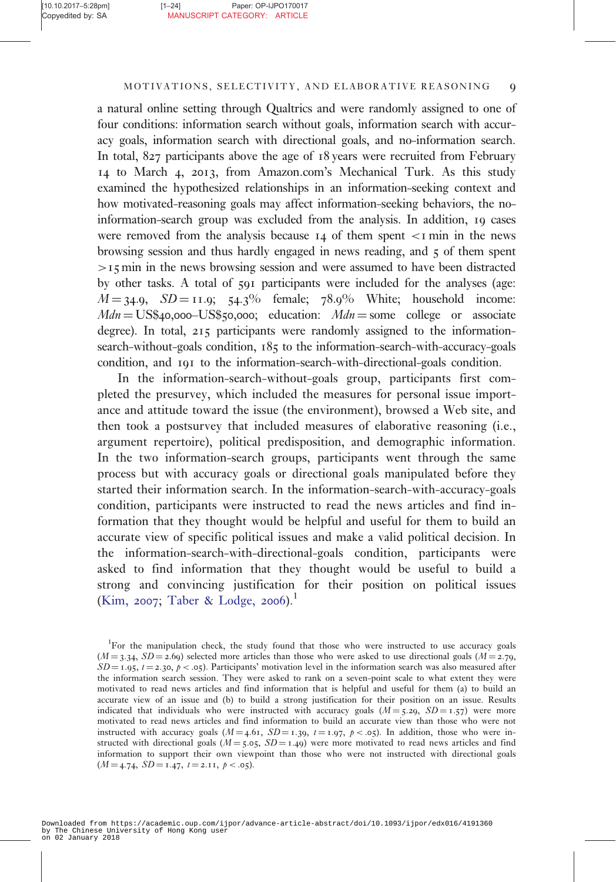a natural online setting through Qualtrics and were randomly assigned to one of four conditions: information search without goals, information search with accuracy goals, information search with directional goals, and no-information search. In total, 827 participants above the age of 18 years were recruited from February 14 to March 4, 2013, from Amazon.com's Mechanical Turk. As this study examined the hypothesized relationships in an information-seeking context and how motivated-reasoning goals may affect information-seeking behaviors, the no-information-search group was excluded from the analysis. In addition, 19 cases were removed from the analysis because 14 of them spent <1 min in the news browsing session and thus hardly engaged in news reading, and 5 of them spent >15 min in the news browsing session and were assumed to have been distracted by other tasks. A total of 591 participants were included for the analyses (age: $M = 34.9$, $SD = 11.9$; 54.3% female; 78.9% White; household income: $Mdn$ = US$40,000–US$50,000; education: $Mdn$ = some college or associate degree). In total, 215 participants were randomly assigned to the information-search-without-goals condition, 185 to the information-search-with-accuracy-goals condition, and 191 to the information-search-with-directional-goals condition.

In the information-search-without-goals group, participants first completed the presurvey, which included the measures for personal issue importance and attitude toward the issue (the environment), browsed a Web site, and then took a postsurvey that included measures of elaborative reasoning (i.e., argument repertoire), political predisposition, and demographic information. In the two information-search groups, participants went through the same process but with accuracy goals or directional goals manipulated before they started their information search. In the information-search-with-accuracy-goals condition, participants were instructed to read the news articles and find information that they thought would be helpful and useful for them to build an accurate view of specific political issues and make a valid political decision. In the information-search-with-directional-goals condition, participants were asked to find information that they thought would be useful to build a strong and convincing justification for their position on political issues (Kim, 2007; Taber & Lodge, 2006).[1]

[1]For the manipulation check, the study found that those who were instructed to use accuracy goals ($M = 3.34$, $SD = 2.69$) selected more articles than those who were asked to use directional goals ($M = 2.79$, $SD = 1.95$, $t = 2.30$, $p < .05$). Participants' motivation level in the information search was also measured after the information search session. They were asked to rank on a seven-point scale to what extent they were motivated to read news articles and find information that is helpful and useful for them (a) to build an accurate view of an issue and (b) to build a strong justification for their position on an issue. Results indicated that individuals who were instructed with accuracy goals ($M = 5.29$, $SD = 1.57$) were more motivated to read news articles and find information to build an accurate view than those who were not instructed with accuracy goals ($M = 4.61$, $SD = 1.39$, $t = 1.97$, $p < .05$). In addition, those who were instructed with directional goals ($M = 5.05$, $SD = 1.49$) were more motivated to read news articles and find information to support their own viewpoint than those who were not instructed with directional goals ($M = 4.74$, $SD = 1.47$, $t = 2.11$, $p < .05$).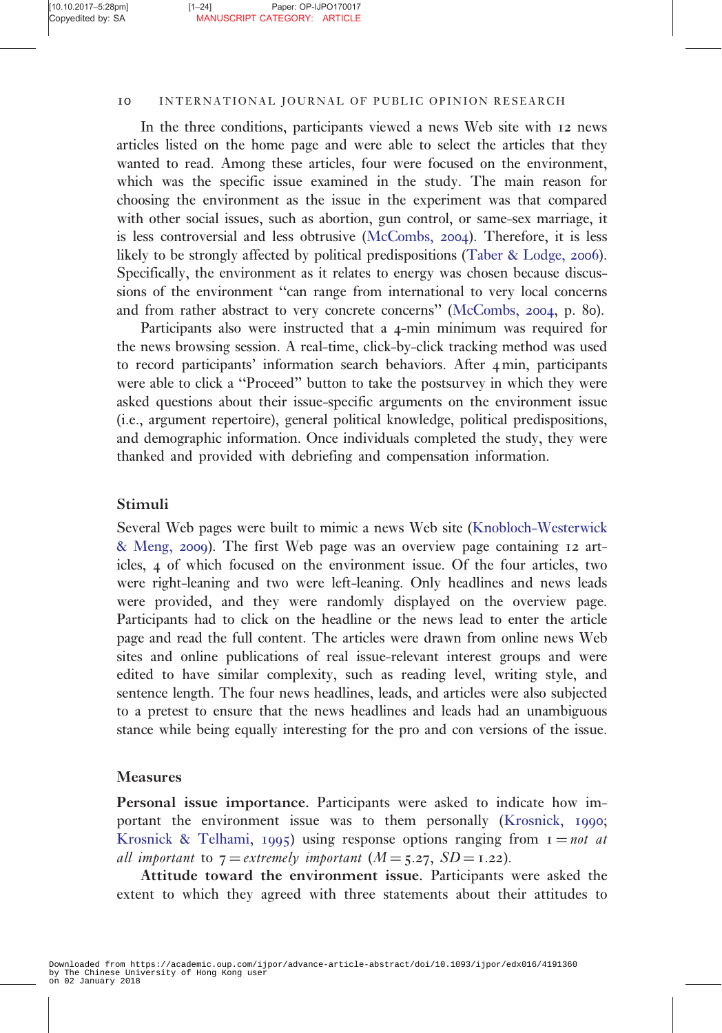In the three conditions, participants viewed a news Web site with 12 news articles listed on the home page and were able to select the articles that they wanted to read. Among these articles, four were focused on the environment, which was the specific issue examined in the study. The main reason for choosing the environment as the issue in the experiment was that compared with other social issues, such as abortion, gun control, or same-sex marriage, it is less controversial and less obtrusive (McCombs, 2004). Therefore, it is less likely to be strongly affected by political predispositions (Taber & Lodge, 2006). Specifically, the environment as it relates to energy was chosen because discussions of the environment "can range from international to very local concerns and from rather abstract to very concrete concerns" (McCombs, 2004, p. 80).

Participants also were instructed that a 4-min minimum was required for the news browsing session. A real-time, click-by-click tracking method was used to record participants' information search behaviors. After 4 min, participants were able to click a "Proceed" button to take the postsurvey in which they were asked questions about their issue-specific arguments on the environment issue (i.e., argument repertoire), general political knowledge, political predispositions, and demographic information. Once individuals completed the study, they were thanked and provided with debriefing and compensation information.

### Stimuli

Several Web pages were built to mimic a news Web site (Knobloch-Westerwick & Meng, 2009). The first Web page was an overview page containing 12 articles, 4 of which focused on the environment issue. Of the four articles, two were right-leaning and two were left-leaning. Only headlines and news leads were provided, and they were randomly displayed on the overview page. Participants had to click on the headline or the news lead to enter the article page and read the full content. The articles were drawn from online news Web sites and online publications of real issue-relevant interest groups and were edited to have similar complexity, such as reading level, writing style, and sentence length. The four news headlines, leads, and articles were also subjected to a pretest to ensure that the news headlines and leads had an unambiguous stance while being equally interesting for the pro and con versions of the issue.

### Measures

**Personal issue importance.** Participants were asked to indicate how important the environment issue was to them personally (Krosnick, 1990; Krosnick & Telhami, 1995) using response options ranging from 1 = *not at all important* to 7 = *extremely important* ($M = 5.27$, $SD = 1.22$).

**Attitude toward the environment issue.** Participants were asked the extent to which they agreed with three statements about their attitudes to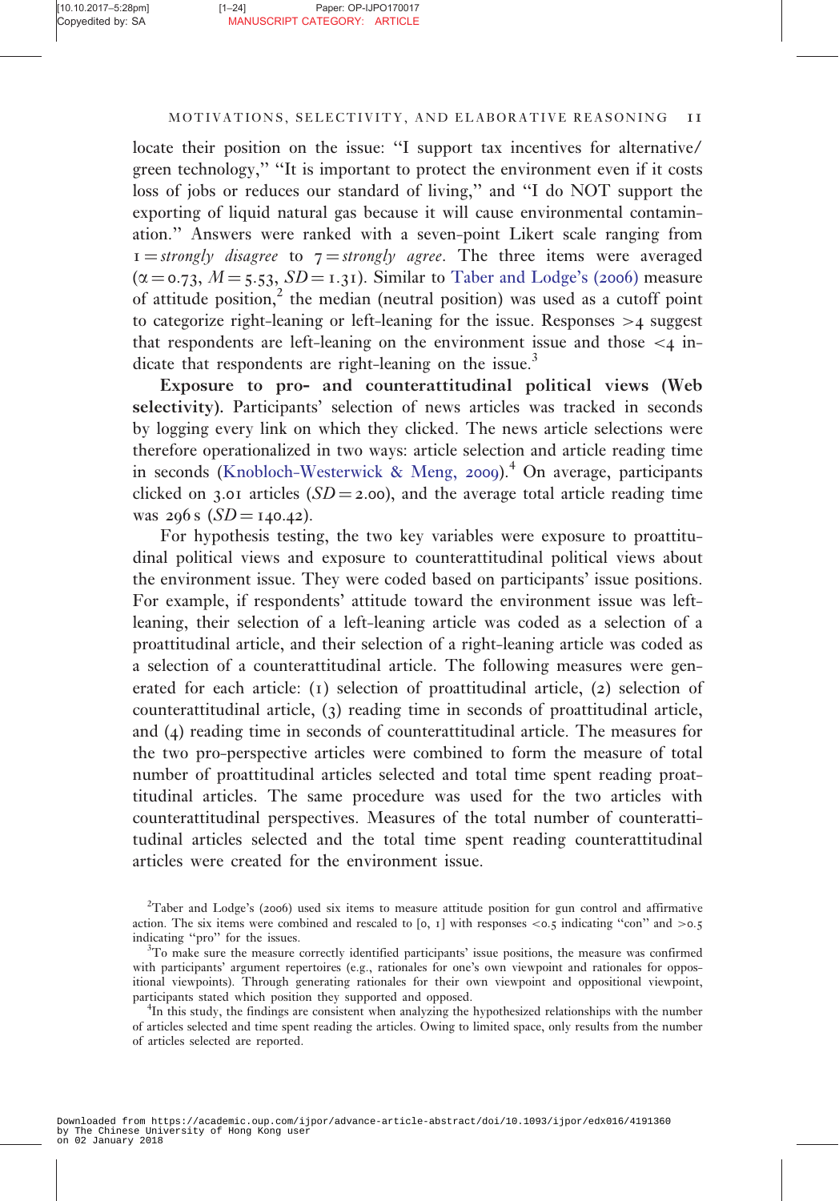locate their position on the issue: "I support tax incentives for alternative/green technology," "It is important to protect the environment even if it costs loss of jobs or reduces our standard of living," and "I do NOT support the exporting of liquid natural gas because it will cause environmental contamination." Answers were ranked with a seven-point Likert scale ranging from 1 = *strongly disagree* to 7 = *strongly agree*. The three items were averaged ($\alpha = 0.73$, $M = 5.53$, $SD = 1.31$). Similar to Taber and Lodge's (2006) measure of attitude position,[2] the median (neutral position) was used as a cutoff point to categorize right-leaning or left-leaning for the issue. Responses >4 suggest that respondents are left-leaning on the environment issue and those <4 indicate that respondents are right-leaning on the issue.[3]

**Exposure to pro- and counterattitudinal political views (Web selectivity).** Participants' selection of news articles was tracked in seconds by logging every link on which they clicked. The news article selections were therefore operationalized in two ways: article selection and article reading time in seconds (Knobloch-Westerwick & Meng, 2009).[4] On average, participants clicked on 3.01 articles ($SD = 2.00$), and the average total article reading time was 296 s ($SD = 140.42$).

For hypothesis testing, the two key variables were exposure to proattitudinal political views and exposure to counterattitudinal political views about the environment issue. They were coded based on participants' issue positions. For example, if respondents' attitude toward the environment issue was left-leaning, their selection of a left-leaning article was coded as a selection of a proattitudinal article, and their selection of a right-leaning article was coded as a selection of a counterattitudinal article. The following measures were generated for each article: (1) selection of proattitudinal article, (2) selection of counterattitudinal article, (3) reading time in seconds of proattitudinal article, and (4) reading time in seconds of counterattitudinal article. The measures for the two pro-perspective articles were combined to form the measure of total number of proattitudinal articles selected and total time spent reading proattitudinal articles. The same procedure was used for the two articles with counterattitudinal perspectives. Measures of the total number of counterattitudinal articles selected and the total time spent reading counterattitudinal articles were created for the environment issue.

---

[2]Taber and Lodge's (2006) used six items to measure attitude position for gun control and affirmative action. The six items were combined and rescaled to [0, 1] with responses <0.5 indicating "con" and >0.5 indicating "pro" for the issues.

[3]To make sure the measure correctly identified participants' issue positions, the measure was confirmed with participants' argument repertoires (e.g., rationales for one's own viewpoint and rationales for oppositional viewpoints). Through generating rationales for their own viewpoint and oppositional viewpoint, participants stated which position they supported and opposed.

[4]In this study, the findings are consistent when analyzing the hypothesized relationships with the number of articles selected and time spent reading the articles. Owing to limited space, only results from the number of articles selected are reported.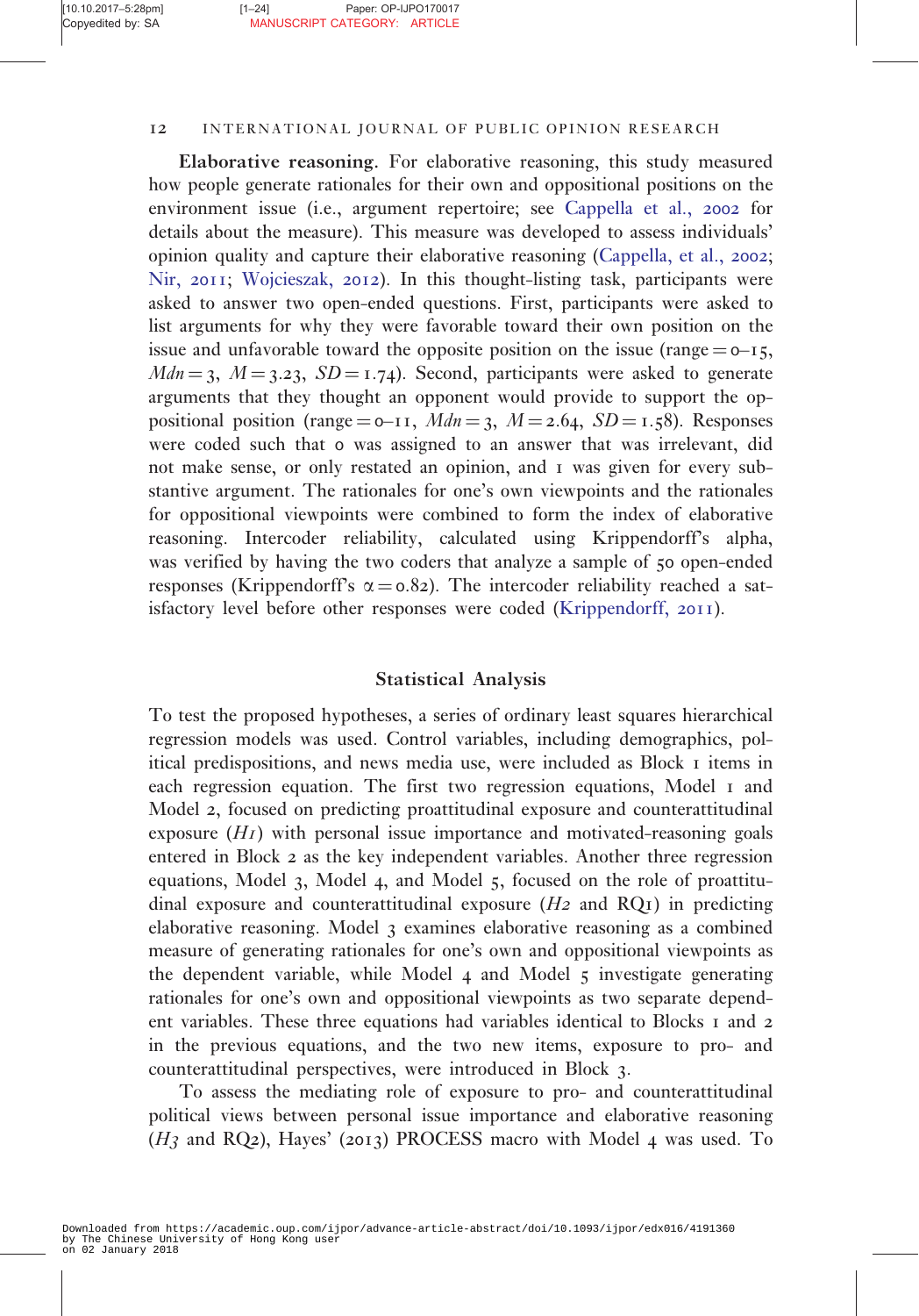**Elaborative reasoning.** For elaborative reasoning, this study measured how people generate rationales for their own and oppositional positions on the environment issue (i.e., argument repertoire; see Cappella et al., 2002 for details about the measure). This measure was developed to assess individuals' opinion quality and capture their elaborative reasoning (Cappella, et al., 2002; Nir, 2011; Wojcieszak, 2012). In this thought-listing task, participants were asked to answer two open-ended questions. First, participants were asked to list arguments for why they were favorable toward their own position on the issue and unfavorable toward the opposite position on the issue (range = 0–15, $Mdn = 3$, $M = 3.23$, $SD = 1.74$). Second, participants were asked to generate arguments that they thought an opponent would provide to support the oppositional position (range = 0–11, $Mdn = 3$, $M = 2.64$, $SD = 1.58$). Responses were coded such that 0 was assigned to an answer that was irrelevant, did not make sense, or only restated an opinion, and 1 was given for every substantive argument. The rationales for one's own viewpoints and the rationales for oppositional viewpoints were combined to form the index of elaborative reasoning. Intercoder reliability, calculated using Krippendorff's alpha, was verified by having the two coders that analyze a sample of 50 open-ended responses (Krippendorff's $\alpha = 0.82$). The intercoder reliability reached a satisfactory level before other responses were coded (Krippendorff, 2011).

## Statistical Analysis

To test the proposed hypotheses, a series of ordinary least squares hierarchical regression models was used. Control variables, including demographics, political predispositions, and news media use, were included as Block 1 items in each regression equation. The first two regression equations, Model 1 and Model 2, focused on predicting proattitudinal exposure and counterattitudinal exposure (*H1*) with personal issue importance and motivated-reasoning goals entered in Block 2 as the key independent variables. Another three regression equations, Model 3, Model 4, and Model 5, focused on the role of proattitudinal exposure and counterattitudinal exposure (*H2* and RQ1) in predicting elaborative reasoning. Model 3 examines elaborative reasoning as a combined measure of generating rationales for one's own and oppositional viewpoints as the dependent variable, while Model 4 and Model 5 investigate generating rationales for one's own and oppositional viewpoints as two separate dependent variables. These three equations had variables identical to Blocks 1 and 2 in the previous equations, and the two new items, exposure to pro- and counterattitudinal perspectives, were introduced in Block 3.

To assess the mediating role of exposure to pro- and counterattitudinal political views between personal issue importance and elaborative reasoning (*H3* and RQ2), Hayes' (2013) PROCESS macro with Model 4 was used. To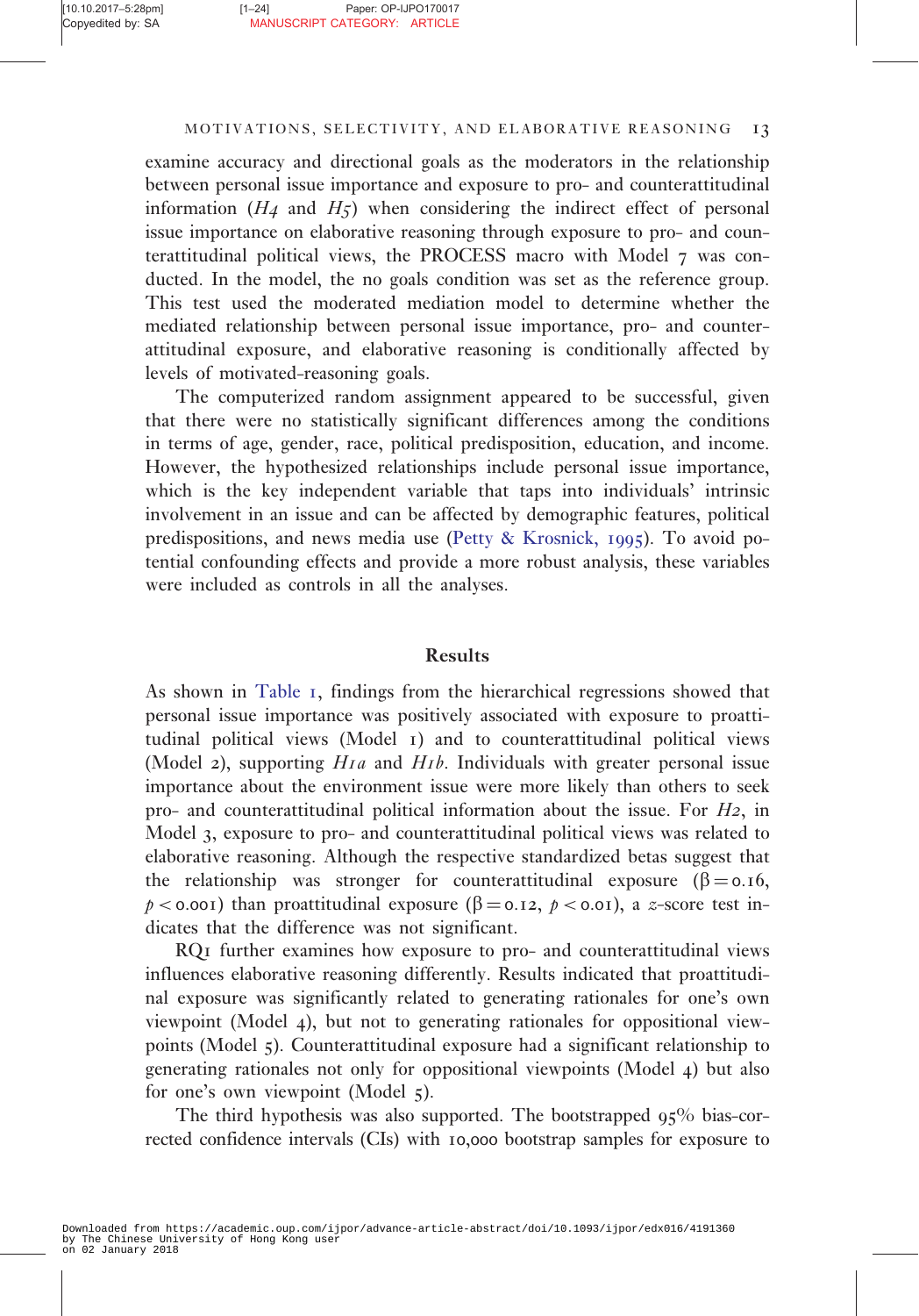examine accuracy and directional goals as the moderators in the relationship between personal issue importance and exposure to pro- and counterattitudinal information (*H4* and *H5*) when considering the indirect effect of personal issue importance on elaborative reasoning through exposure to pro- and counterattitudinal political views, the PROCESS macro with Model 7 was conducted. In the model, the no goals condition was set as the reference group. This test used the moderated mediation model to determine whether the mediated relationship between personal issue importance, pro- and counterattitudinal exposure, and elaborative reasoning is conditionally affected by levels of motivated-reasoning goals.

The computerized random assignment appeared to be successful, given that there were no statistically significant differences among the conditions in terms of age, gender, race, political predisposition, education, and income. However, the hypothesized relationships include personal issue importance, which is the key independent variable that taps into individuals' intrinsic involvement in an issue and can be affected by demographic features, political predispositions, and news media use (Petty & Krosnick, 1995). To avoid potential confounding effects and provide a more robust analysis, these variables were included as controls in all the analyses.

## Results

As shown in Table 1, findings from the hierarchical regressions showed that personal issue importance was positively associated with exposure to proattitudinal political views (Model 1) and to counterattitudinal political views (Model 2), supporting *H1a* and *H1b*. Individuals with greater personal issue importance about the environment issue were more likely than others to seek pro- and counterattitudinal political information about the issue. For *H2*, in Model 3, exposure to pro- and counterattitudinal political views was related to elaborative reasoning. Although the respective standardized betas suggest that the relationship was stronger for counterattitudinal exposure ($\beta = 0.16$, $p < 0.001$) than proattitudinal exposure ($\beta = 0.12$, $p < 0.01$), a $z$-score test indicates that the difference was not significant.

RQ1 further examines how exposure to pro- and counterattitudinal views influences elaborative reasoning differently. Results indicated that proattitudinal exposure was significantly related to generating rationales for one's own viewpoint (Model 4), but not to generating rationales for oppositional viewpoints (Model 5). Counterattitudinal exposure had a significant relationship to generating rationales not only for oppositional viewpoints (Model 4) but also for one's own viewpoint (Model 5).

The third hypothesis was also supported. The bootstrapped 95% bias-corrected confidence intervals (CIs) with 10,000 bootstrap samples for exposure to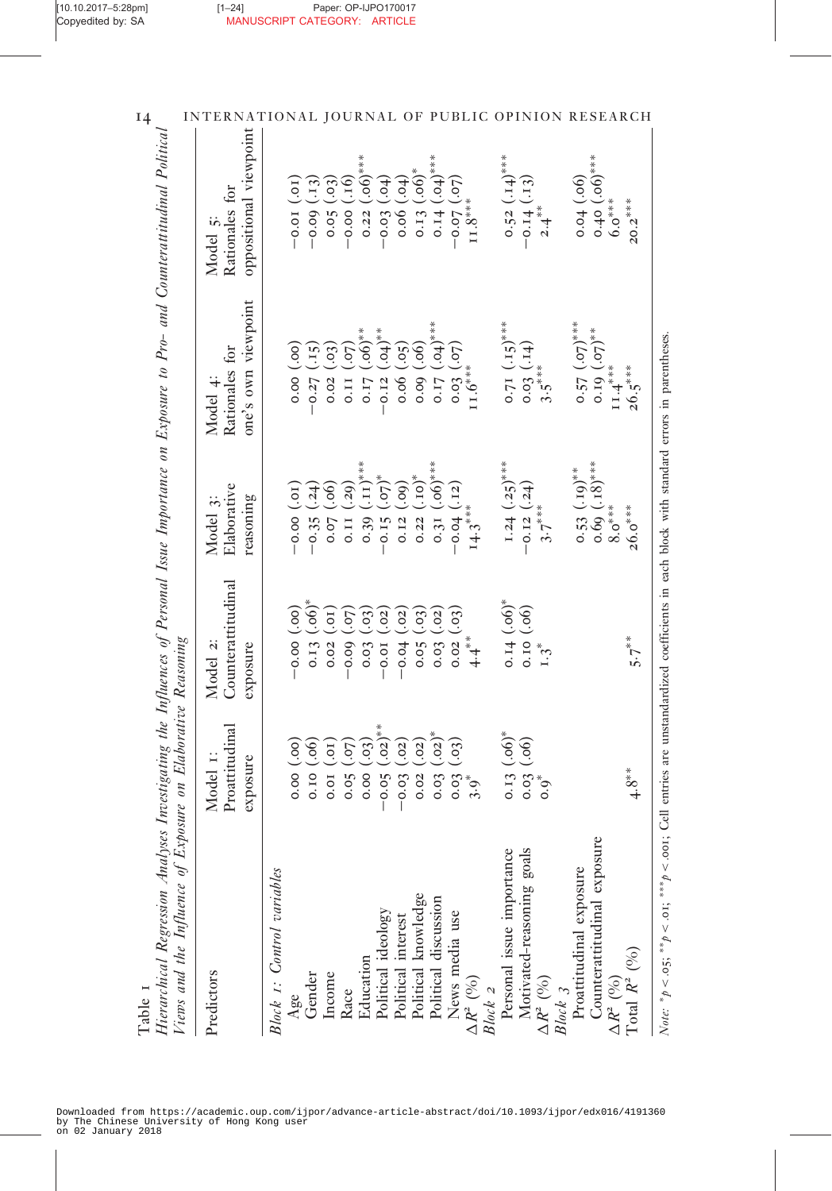Table 1

*Hierarchical Regression Analyses Investigating the Influences of Personal Issue Importance on Exposure to Pro- and Counterattitudinal Political Views and the Influence of Exposure on Elaborative Reasoning*

| Predictors | Model 1: Proattitudinal exposure | Model 2: Counterattitudinal exposure | Model 3: Elaborative reasoning | Model 4: Rationales for one's own viewpoint | Model 5: Rationales for oppositional viewpoint |
|---|---|---|---|---|---|
| *Block 1: Control variables* | | | | | |
| Age | 0.00 (.00) | −0.00 (.00) | −0.00 (.01) | 0.00 (.00) | −0.01 (.01) |
| Gender | 0.10 (.06) | 0.13 (.06)* | −0.35 (.24) | −0.27 (.15) | −0.09 (.13) |
| Income | 0.01 (.01) | 0.02 (.01) | 0.07 (.06) | 0.02 (.03) | 0.05 (.03) |
| Race | 0.05 (.07) | −0.09 (.07) | 0.11 (.29) | 0.11 (.07) | −0.00 (.16) |
| Education | 0.00 (.03) | 0.03 (.03) | 0.39 (.11)*** | 0.17 (.06)** | 0.22 (.06)*** |
| Political ideology | −0.05 (.02)** | −0.01 (.02) | −0.15 (.07)* | −0.12 (.04)** | −0.03 (.04) |
| Political interest | −0.03 (.02) | −0.04 (.02) | 0.12 (.09) | 0.06 (.05) | 0.06 (.04) |
| Political knowledge | 0.02 (.02) | 0.05 (.03) | 0.22 (.10)* | 0.09 (.06) | 0.13 (.06)* |
| Political discussion | 0.03 (.02)* | 0.03 (.02) | 0.31 (.06)*** | 0.17 (.04)*** | 0.14 (.04)*** |
| News media use | 0.03 (.03) | 0.02 (.03) | −0.04 (.12) | 0.03 (.07) | −0.07 (.07) |
| $\Delta R^2$ (%) | 3.9* | 4.4** | 14.3*** | 11.6*** | 11.8*** |
| *Block 2* | | | | | |
| Personal issue importance | 0.13 (.06)* | 0.14 (.06)* | 1.24 (.25)*** | 0.71 (.15)*** | 0.52 (.14)*** |
| Motivated-reasoning goals | 0.03 (.06) | 0.10 (.06) | −0.12 (.24) | 0.03 (.14) | −0.14 (.13) |
| $\Delta R^2$ (%) | 0.9* | 1.3* | 3.7*** | 3.5*** | 2.4** |
| *Block 3* | | | | | |
| Proattitudinal exposure | | | 0.53 (.19)** | 0.57 (.07)*** | 0.04 (.06) |
| Counterattitudinal exposure | | | 0.69 (.18)*** | 0.19 (.07)** | 0.40 (.06)*** |
| $\Delta R^2$ (%) | | | 8.0*** | 11.4*** | 6.0*** |
| Total $R^2$ (%) | 4.8** | 5.7** | 26.0*** | 26.5*** | 20.2*** |

*Note*: $^{*}p < .05$; $^{**}p < .01$; $^{***}p < .001$; Cell entries are unstandardized coefficients in each block with standard errors in parentheses.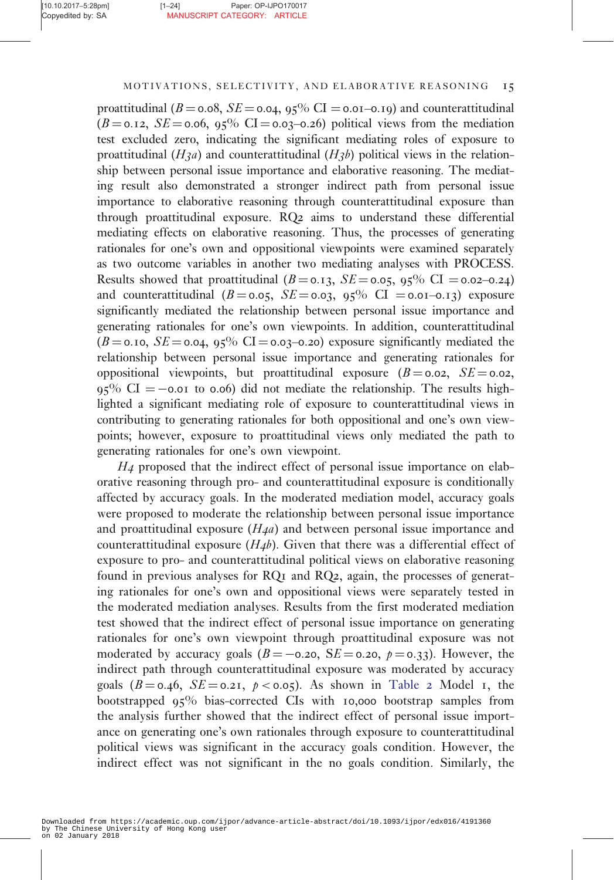proattitudinal ($B = 0.08$, $SE = 0.04$, 95% CI = 0.01–0.19) and counterattitudinal ($B = 0.12$, $SE = 0.06$, 95% CI = 0.03–0.26) political views from the mediation test excluded zero, indicating the significant mediating roles of exposure to proattitudinal (*H3a*) and counterattitudinal (*H3b*) political views in the relationship between personal issue importance and elaborative reasoning. The mediating result also demonstrated a stronger indirect path from personal issue importance to elaborative reasoning through counterattitudinal exposure than through proattitudinal exposure. RQ2 aims to understand these differential mediating effects on elaborative reasoning. Thus, the processes of generating rationales for one's own and oppositional viewpoints were examined separately as two outcome variables in another two mediating analyses with PROCESS. Results showed that proattitudinal ($B = 0.13$, $SE = 0.05$, 95% CI = 0.02–0.24) and counterattitudinal ($B = 0.05$, $SE = 0.03$, 95% CI = 0.01–0.13) exposure significantly mediated the relationship between personal issue importance and generating rationales for one's own viewpoints. In addition, counterattitudinal ($B = 0.10$, $SE = 0.04$, 95% CI = 0.03–0.20) exposure significantly mediated the relationship between personal issue importance and generating rationales for oppositional viewpoints, but proattitudinal exposure ($B = 0.02$, $SE = 0.02$, 95% CI = −0.01 to 0.06) did not mediate the relationship. The results highlighted a significant mediating role of exposure to counterattitudinal views in contributing to generating rationales for both oppositional and one's own viewpoints; however, exposure to proattitudinal views only mediated the path to generating rationales for one's own viewpoint.

*H4* proposed that the indirect effect of personal issue importance on elaborative reasoning through pro- and counterattitudinal exposure is conditionally affected by accuracy goals. In the moderated mediation model, accuracy goals were proposed to moderate the relationship between personal issue importance and proattitudinal exposure (*H4a*) and between personal issue importance and counterattitudinal exposure (*H4b*). Given that there was a differential effect of exposure to pro- and counterattitudinal political views on elaborative reasoning found in previous analyses for RQ1 and RQ2, again, the processes of generating rationales for one's own and oppositional views were separately tested in the moderated mediation analyses. Results from the first moderated mediation test showed that the indirect effect of personal issue importance on generating rationales for one's own viewpoint through proattitudinal exposure was not moderated by accuracy goals ($B = -0.20$, SE = 0.20, $p = 0.33$). However, the indirect path through counterattitudinal exposure was moderated by accuracy goals ($B = 0.46$, $SE = 0.21$, $p < 0.05$). As shown in Table 2 Model 1, the bootstrapped 95% bias-corrected CIs with 10,000 bootstrap samples from the analysis further showed that the indirect effect of personal issue importance on generating one's own rationales through exposure to counterattitudinal political views was significant in the accuracy goals condition. However, the indirect effect was not significant in the no goals condition. Similarly, the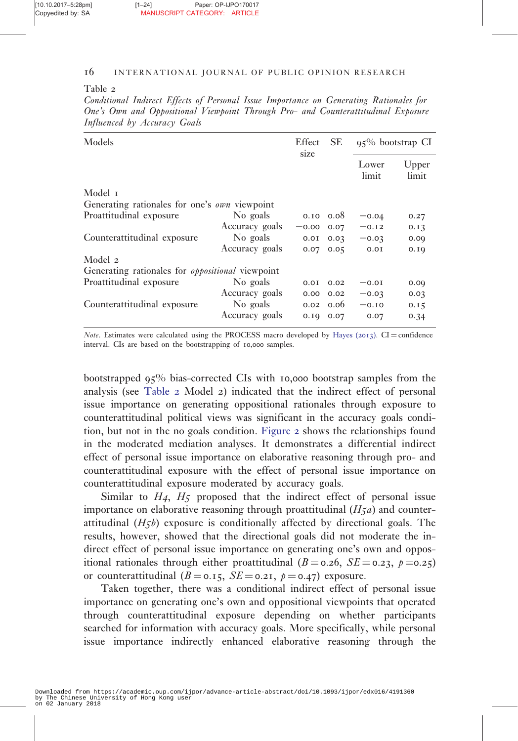Table 2

*Conditional Indirect Effects of Personal Issue Importance on Generating Rationales for One's Own and Oppositional Viewpoint Through Pro- and Counterattitudinal Exposure Influenced by Accuracy Goals*

| Models | | Effect size | SE | 95% bootstrap CI | |
|---|---|---|---|---|---|
| | | | | Lower limit | Upper limit |
| Model 1 | | | | | |
| Generating rationales for one's *own* viewpoint | | | | | |
| Proattitudinal exposure | No goals | 0.10 | 0.08 | −0.04 | 0.27 |
| | Accuracy goals | −0.00 | 0.07 | −0.12 | 0.13 |
| Counterattitudinal exposure | No goals | 0.01 | 0.03 | −0.03 | 0.09 |
| | Accuracy goals | 0.07 | 0.05 | 0.01 | 0.19 |
| Model 2 | | | | | |
| Generating rationales for *oppositional* viewpoint | | | | | |
| Proattitudinal exposure | No goals | 0.01 | 0.02 | −0.01 | 0.09 |
| | Accuracy goals | 0.00 | 0.02 | −0.03 | 0.03 |
| Counterattitudinal exposure | No goals | 0.02 | 0.06 | −0.10 | 0.15 |
| | Accuracy goals | 0.19 | 0.07 | 0.07 | 0.34 |

*Note*. Estimates were calculated using the PROCESS macro developed by Hayes (2013). CI = confidence interval. CIs are based on the bootstrapping of 10,000 samples.

bootstrapped 95% bias-corrected CIs with 10,000 bootstrap samples from the analysis (see Table 2 Model 2) indicated that the indirect effect of personal issue importance on generating oppositional rationales through exposure to counterattitudinal political views was significant in the accuracy goals condition, but not in the no goals condition. Figure 2 shows the relationships found in the moderated mediation analyses. It demonstrates a differential indirect effect of personal issue importance on elaborative reasoning through pro- and counterattitudinal exposure with the effect of personal issue importance on counterattitudinal exposure moderated by accuracy goals.

Similar to *H4*, *H5* proposed that the indirect effect of personal issue importance on elaborative reasoning through proattitudinal (*H5a*) and counterattitudinal (*H5b*) exposure is conditionally affected by directional goals. The results, however, showed that the directional goals did not moderate the indirect effect of personal issue importance on generating one's own and oppositional rationales through either proattitudinal ($B = 0.26$, $SE = 0.23$, $p = 0.25$) or counterattitudinal ($B = 0.15$, $SE = 0.21$, $p = 0.47$) exposure.

Taken together, there was a conditional indirect effect of personal issue importance on generating one's own and oppositional viewpoints that operated through counterattitudinal exposure depending on whether participants searched for information with accuracy goals. More specifically, while personal issue importance indirectly enhanced elaborative reasoning through the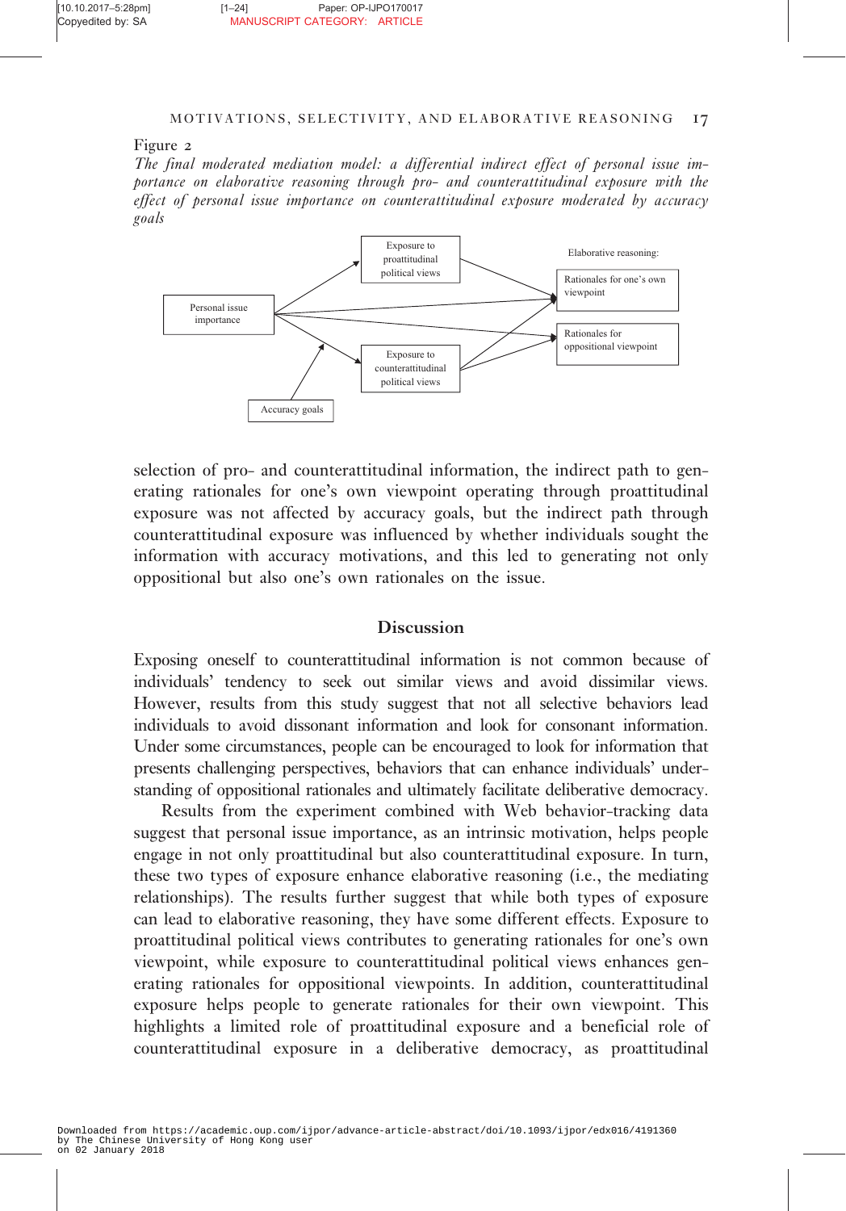Figure 2

*The final moderated mediation model: a differential indirect effect of personal issue importance on elaborative reasoning through pro- and counterattitudinal exposure with the effect of personal issue importance on counterattitudinal exposure moderated by accuracy goals*

selection of pro- and counterattitudinal information, the indirect path to generating rationales for one's own viewpoint operating through proattitudinal exposure was not affected by accuracy goals, but the indirect path through counterattitudinal exposure was influenced by whether individuals sought the information with accuracy motivations, and this led to generating not only oppositional but also one's own rationales on the issue.

## Discussion

Exposing oneself to counterattitudinal information is not common because of individuals' tendency to seek out similar views and avoid dissimilar views. However, results from this study suggest that not all selective behaviors lead individuals to avoid dissonant information and look for consonant information. Under some circumstances, people can be encouraged to look for information that presents challenging perspectives, behaviors that can enhance individuals' understanding of oppositional rationales and ultimately facilitate deliberative democracy.

Results from the experiment combined with Web behavior-tracking data suggest that personal issue importance, as an intrinsic motivation, helps people engage in not only proattitudinal but also counterattitudinal exposure. In turn, these two types of exposure enhance elaborative reasoning (i.e., the mediating relationships). The results further suggest that while both types of exposure can lead to elaborative reasoning, they have some different effects. Exposure to proattitudinal political views contributes to generating rationales for one's own viewpoint, while exposure to counterattitudinal political views enhances generating rationales for oppositional viewpoints. In addition, counterattitudinal exposure helps people to generate rationales for their own viewpoint. This highlights a limited role of proattitudinal exposure and a beneficial role of counterattitudinal exposure in a deliberative democracy, as proattitudinal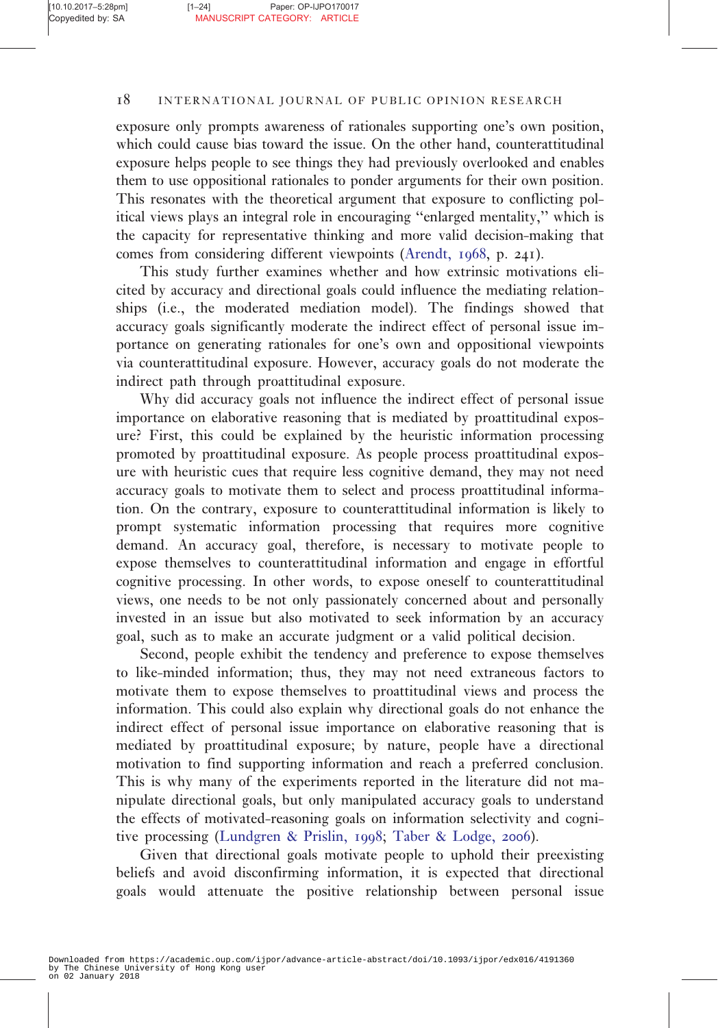exposure only prompts awareness of rationales supporting one's own position, which could cause bias toward the issue. On the other hand, counterattitudinal exposure helps people to see things they had previously overlooked and enables them to use oppositional rationales to ponder arguments for their own position. This resonates with the theoretical argument that exposure to conflicting political views plays an integral role in encouraging "enlarged mentality," which is the capacity for representative thinking and more valid decision-making that comes from considering different viewpoints (Arendt, 1968, p. 241).

This study further examines whether and how extrinsic motivations elicited by accuracy and directional goals could influence the mediating relationships (i.e., the moderated mediation model). The findings showed that accuracy goals significantly moderate the indirect effect of personal issue importance on generating rationales for one's own and oppositional viewpoints via counterattitudinal exposure. However, accuracy goals do not moderate the indirect path through proattitudinal exposure.

Why did accuracy goals not influence the indirect effect of personal issue importance on elaborative reasoning that is mediated by proattitudinal exposure? First, this could be explained by the heuristic information processing promoted by proattitudinal exposure. As people process proattitudinal exposure with heuristic cues that require less cognitive demand, they may not need accuracy goals to motivate them to select and process proattitudinal information. On the contrary, exposure to counterattitudinal information is likely to prompt systematic information processing that requires more cognitive demand. An accuracy goal, therefore, is necessary to motivate people to expose themselves to counterattitudinal information and engage in effortful cognitive processing. In other words, to expose oneself to counterattitudinal views, one needs to be not only passionately concerned about and personally invested in an issue but also motivated to seek information by an accuracy goal, such as to make an accurate judgment or a valid political decision.

Second, people exhibit the tendency and preference to expose themselves to like-minded information; thus, they may not need extraneous factors to motivate them to expose themselves to proattitudinal views and process the information. This could also explain why directional goals do not enhance the indirect effect of personal issue importance on elaborative reasoning that is mediated by proattitudinal exposure; by nature, people have a directional motivation to find supporting information and reach a preferred conclusion. This is why many of the experiments reported in the literature did not manipulate directional goals, but only manipulated accuracy goals to understand the effects of motivated-reasoning goals on information selectivity and cognitive processing (Lundgren & Prislin, 1998; Taber & Lodge, 2006).

Given that directional goals motivate people to uphold their preexisting beliefs and avoid disconfirming information, it is expected that directional goals would attenuate the positive relationship between personal issue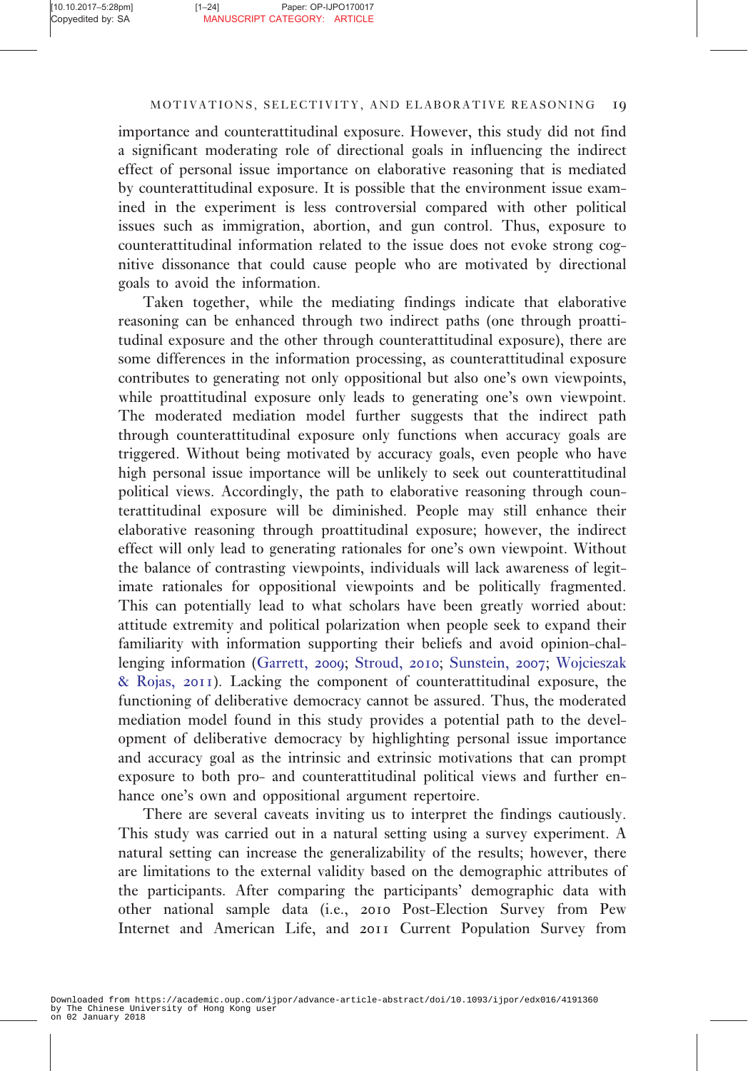importance and counterattitudinal exposure. However, this study did not find a significant moderating role of directional goals in influencing the indirect effect of personal issue importance on elaborative reasoning that is mediated by counterattitudinal exposure. It is possible that the environment issue examined in the experiment is less controversial compared with other political issues such as immigration, abortion, and gun control. Thus, exposure to counterattitudinal information related to the issue does not evoke strong cognitive dissonance that could cause people who are motivated by directional goals to avoid the information.

Taken together, while the mediating findings indicate that elaborative reasoning can be enhanced through two indirect paths (one through proattitudinal exposure and the other through counterattitudinal exposure), there are some differences in the information processing, as counterattitudinal exposure contributes to generating not only oppositional but also one's own viewpoints, while proattitudinal exposure only leads to generating one's own viewpoint. The moderated mediation model further suggests that the indirect path through counterattitudinal exposure only functions when accuracy goals are triggered. Without being motivated by accuracy goals, even people who have high personal issue importance will be unlikely to seek out counterattitudinal political views. Accordingly, the path to elaborative reasoning through counterattitudinal exposure will be diminished. People may still enhance their elaborative reasoning through proattitudinal exposure; however, the indirect effect will only lead to generating rationales for one's own viewpoint. Without the balance of contrasting viewpoints, individuals will lack awareness of legitimate rationales for oppositional viewpoints and be politically fragmented. This can potentially lead to what scholars have been greatly worried about: attitude extremity and political polarization when people seek to expand their familiarity with information supporting their beliefs and avoid opinion-challenging information (Garrett, 2009; Stroud, 2010; Sunstein, 2007; Wojcieszak & Rojas, 2011). Lacking the component of counterattitudinal exposure, the functioning of deliberative democracy cannot be assured. Thus, the moderated mediation model found in this study provides a potential path to the development of deliberative democracy by highlighting personal issue importance and accuracy goal as the intrinsic and extrinsic motivations that can prompt exposure to both pro- and counterattitudinal political views and further enhance one's own and oppositional argument repertoire.

There are several caveats inviting us to interpret the findings cautiously. This study was carried out in a natural setting using a survey experiment. A natural setting can increase the generalizability of the results; however, there are limitations to the external validity based on the demographic attributes of the participants. After comparing the participants' demographic data with other national sample data (i.e., 2010 Post-Election Survey from Pew Internet and American Life, and 2011 Current Population Survey from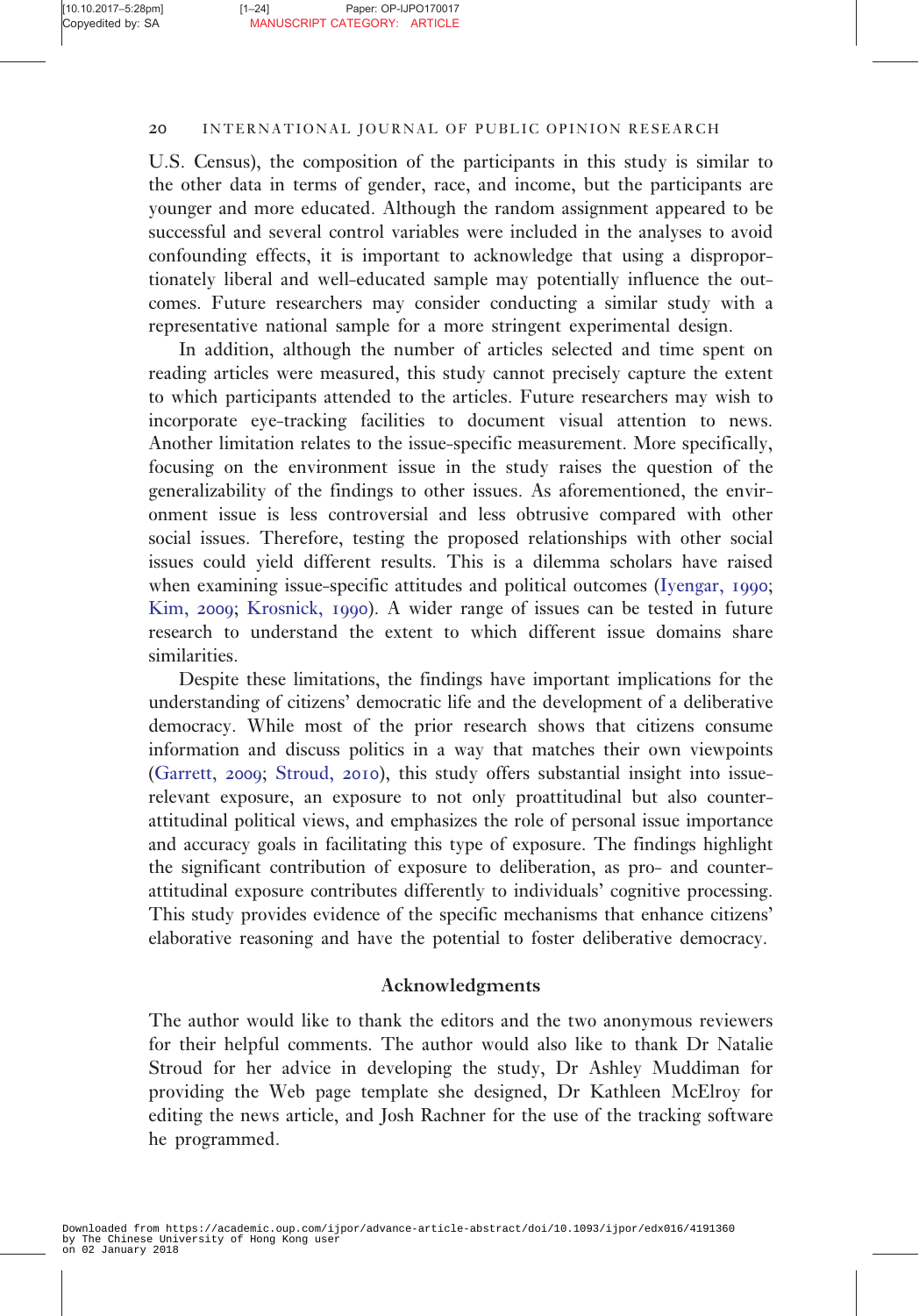U.S. Census), the composition of the participants in this study is similar to the other data in terms of gender, race, and income, but the participants are younger and more educated. Although the random assignment appeared to be successful and several control variables were included in the analyses to avoid confounding effects, it is important to acknowledge that using a disproportionately liberal and well-educated sample may potentially influence the outcomes. Future researchers may consider conducting a similar study with a representative national sample for a more stringent experimental design.

In addition, although the number of articles selected and time spent on reading articles were measured, this study cannot precisely capture the extent to which participants attended to the articles. Future researchers may wish to incorporate eye-tracking facilities to document visual attention to news. Another limitation relates to the issue-specific measurement. More specifically, focusing on the environment issue in the study raises the question of the generalizability of the findings to other issues. As aforementioned, the environment issue is less controversial and less obtrusive compared with other social issues. Therefore, testing the proposed relationships with other social issues could yield different results. This is a dilemma scholars have raised when examining issue-specific attitudes and political outcomes (Iyengar, 1990; Kim, 2009; Krosnick, 1990). A wider range of issues can be tested in future research to understand the extent to which different issue domains share similarities.

Despite these limitations, the findings have important implications for the understanding of citizens' democratic life and the development of a deliberative democracy. While most of the prior research shows that citizens consume information and discuss politics in a way that matches their own viewpoints (Garrett, 2009; Stroud, 2010), this study offers substantial insight into issue-relevant exposure, an exposure to not only proattitudinal but also counter-attitudinal political views, and emphasizes the role of personal issue importance and accuracy goals in facilitating this type of exposure. The findings highlight the significant contribution of exposure to deliberation, as pro- and counter-attitudinal exposure contributes differently to individuals' cognitive processing. This study provides evidence of the specific mechanisms that enhance citizens' elaborative reasoning and have the potential to foster deliberative democracy.

## Acknowledgments

The author would like to thank the editors and the two anonymous reviewers for their helpful comments. The author would also like to thank Dr Natalie Stroud for her advice in developing the study, Dr Ashley Muddiman for providing the Web page template she designed, Dr Kathleen McElroy for editing the news article, and Josh Rachner for the use of the tracking software he programmed.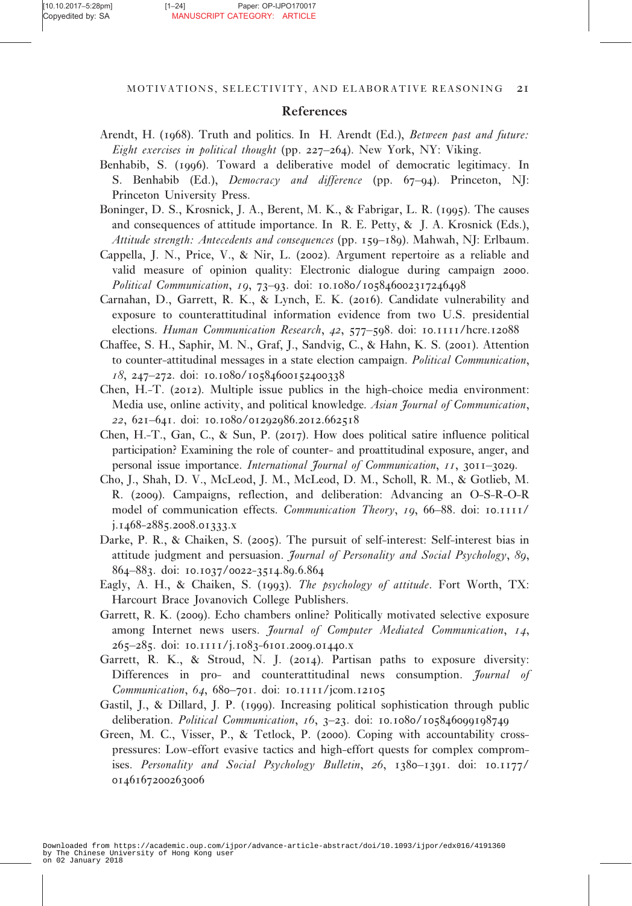## References

Arendt, H. (1968). Truth and politics. In H. Arendt (Ed.), *Between past and future: Eight exercises in political thought* (pp. 227–264). New York, NY: Viking.

Benhabib, S. (1996). Toward a deliberative model of democratic legitimacy. In S. Benhabib (Ed.), *Democracy and difference* (pp. 67–94). Princeton, NJ: Princeton University Press.

Boninger, D. S., Krosnick, J. A., Berent, M. K., & Fabrigar, L. R. (1995). The causes and consequences of attitude importance. In R. E. Petty, & J. A. Krosnick (Eds.), *Attitude strength: Antecedents and consequences* (pp. 159–189). Mahwah, NJ: Erlbaum.

Cappella, J. N., Price, V., & Nir, L. (2002). Argument repertoire as a reliable and valid measure of opinion quality: Electronic dialogue during campaign 2000. *Political Communication*, *19*, 73–93. doi: 10.1080/105846002317246498

Carnahan, D., Garrett, R. K., & Lynch, E. K. (2016). Candidate vulnerability and exposure to counterattitudinal information evidence from two U.S. presidential elections. *Human Communication Research*, *42*, 577–598. doi: 10.1111/hcre.12088

Chaffee, S. H., Saphir, M. N., Graf, J., Sandvig, C., & Hahn, K. S. (2001). Attention to counter-attitudinal messages in a state election campaign. *Political Communication*, *18*, 247–272. doi: 10.1080/10584600152400338

Chen, H.-T. (2012). Multiple issue publics in the high-choice media environment: Media use, online activity, and political knowledge. *Asian Journal of Communication*, *22*, 621–641. doi: 10.1080/01292986.2012.662518

Chen, H.-T., Gan, C., & Sun, P. (2017). How does political satire influence political participation? Examining the role of counter- and proattitudinal exposure, anger, and personal issue importance. *International Journal of Communication*, *11*, 3011–3029.

Cho, J., Shah, D. V., McLeod, J. M., McLeod, D. M., Scholl, R. M., & Gotlieb, M. R. (2009). Campaigns, reflection, and deliberation: Advancing an O-S-R-O-R model of communication effects. *Communication Theory*, *19*, 66–88. doi: 10.1111/j.1468-2885.2008.01333.x

Darke, P. R., & Chaiken, S. (2005). The pursuit of self-interest: Self-interest bias in attitude judgment and persuasion. *Journal of Personality and Social Psychology*, *89*, 864–883. doi: 10.1037/0022-3514.89.6.864

Eagly, A. H., & Chaiken, S. (1993). *The psychology of attitude*. Fort Worth, TX: Harcourt Brace Jovanovich College Publishers.

Garrett, R. K. (2009). Echo chambers online? Politically motivated selective exposure among Internet news users. *Journal of Computer Mediated Communication*, *14*, 265–285. doi: 10.1111/j.1083-6101.2009.01440.x

Garrett, R. K., & Stroud, N. J. (2014). Partisan paths to exposure diversity: Differences in pro- and counterattitudinal news consumption. *Journal of Communication*, *64*, 680–701. doi: 10.1111/jcom.12105

Gastil, J., & Dillard, J. P. (1999). Increasing political sophistication through public deliberation. *Political Communication*, *16*, 3–23. doi: 10.1080/105846099198749

Green, M. C., Visser, P., & Tetlock, P. (2000). Coping with accountability cross-pressures: Low-effort evasive tactics and high-effort quests for complex compromises. *Personality and Social Psychology Bulletin*, *26*, 1380–1391. doi: 10.1177/0146167200263006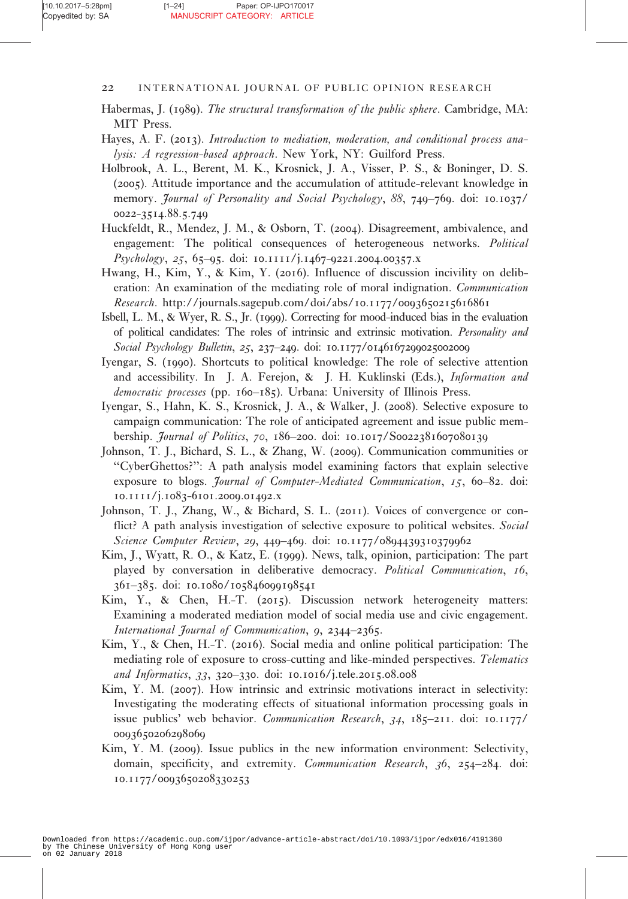Habermas, J. (1989). *The structural transformation of the public sphere*. Cambridge, MA: MIT Press.

Hayes, A. F. (2013). *Introduction to mediation, moderation, and conditional process analysis: A regression-based approach*. New York, NY: Guilford Press.

Holbrook, A. L., Berent, M. K., Krosnick, J. A., Visser, P. S., & Boninger, D. S. (2005). Attitude importance and the accumulation of attitude-relevant knowledge in memory. *Journal of Personality and Social Psychology*, *88*, 749–769. doi: 10.1037/0022-3514.88.5.749

Huckfeldt, R., Mendez, J. M., & Osborn, T. (2004). Disagreement, ambivalence, and engagement: The political consequences of heterogeneous networks. *Political Psychology*, *25*, 65–95. doi: 10.1111/j.1467-9221.2004.00357.x

Hwang, H., Kim, Y., & Kim, Y. (2016). Influence of discussion incivility on deliberation: An examination of the mediating role of moral indignation. *Communication Research*. http://journals.sagepub.com/doi/abs/10.1177/0093650215616861

Isbell, L. M., & Wyer, R. S., Jr. (1999). Correcting for mood-induced bias in the evaluation of political candidates: The roles of intrinsic and extrinsic motivation. *Personality and Social Psychology Bulletin*, *25*, 237–249. doi: 10.1177/0146167299025002009

Iyengar, S. (1990). Shortcuts to political knowledge: The role of selective attention and accessibility. In J. A. Ferejon, & J. H. Kuklinski (Eds.), *Information and democratic processes* (pp. 160–185). Urbana: University of Illinois Press.

Iyengar, S., Hahn, K. S., Krosnick, J. A., & Walker, J. (2008). Selective exposure to campaign communication: The role of anticipated agreement and issue public membership. *Journal of Politics*, *70*, 186–200. doi: 10.1017/S0022381607080139

Johnson, T. J., Bichard, S. L., & Zhang, W. (2009). Communication communities or "CyberGhettos?": A path analysis model examining factors that explain selective exposure to blogs. *Journal of Computer-Mediated Communication*, *15*, 60–82. doi: 10.1111/j.1083-6101.2009.01492.x

Johnson, T. J., Zhang, W., & Bichard, S. L. (2011). Voices of convergence or conflict? A path analysis investigation of selective exposure to political websites. *Social Science Computer Review*, *29*, 449–469. doi: 10.1177/0894439310379962

Kim, J., Wyatt, R. O., & Katz, E. (1999). News, talk, opinion, participation: The part played by conversation in deliberative democracy. *Political Communication*, *16*, 361–385. doi: 10.1080/105846099198541

Kim, Y., & Chen, H.-T. (2015). Discussion network heterogeneity matters: Examining a moderated mediation model of social media use and civic engagement. *International Journal of Communication*, *9*, 2344–2365.

Kim, Y., & Chen, H.-T. (2016). Social media and online political participation: The mediating role of exposure to cross-cutting and like-minded perspectives. *Telematics and Informatics*, *33*, 320–330. doi: 10.1016/j.tele.2015.08.008

Kim, Y. M. (2007). How intrinsic and extrinsic motivations interact in selectivity: Investigating the moderating effects of situational information processing goals in issue publics' web behavior. *Communication Research*, *34*, 185–211. doi: 10.1177/0093650206298069

Kim, Y. M. (2009). Issue publics in the new information environment: Selectivity, domain, specificity, and extremity. *Communication Research*, *36*, 254–284. doi: 10.1177/0093650208330253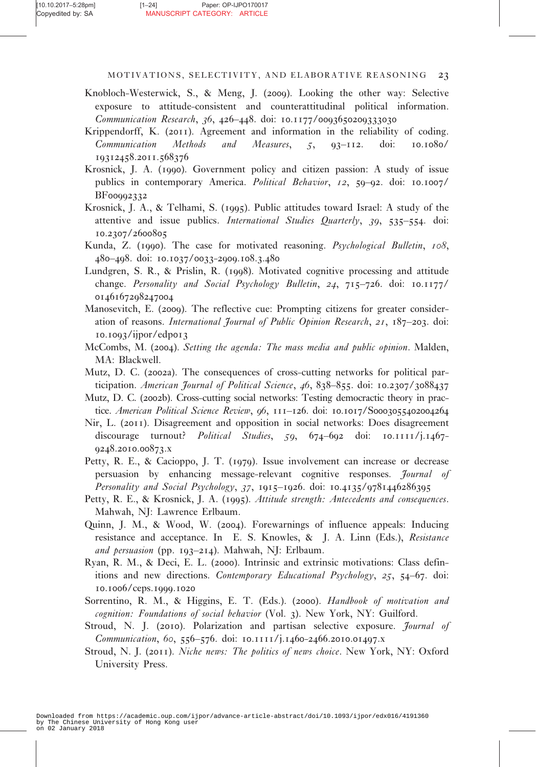Knobloch-Westerwick, S., & Meng, J. (2009). Looking the other way: Selective exposure to attitude-consistent and counterattitudinal political information. *Communication Research*, *36*, 426–448. doi: 10.1177/0093650209333030

Krippendorff, K. (2011). Agreement and information in the reliability of coding. *Communication Methods and Measures*, *5*, 93–112. doi: 10.1080/19312458.2011.568376

Krosnick, J. A. (1990). Government policy and citizen passion: A study of issue publics in contemporary America. *Political Behavior*, *12*, 59–92. doi: 10.1007/BF00992332

Krosnick, J. A., & Telhami, S. (1995). Public attitudes toward Israel: A study of the attentive and issue publics. *International Studies Quarterly*, *39*, 535–554. doi: 10.2307/2600805

Kunda, Z. (1990). The case for motivated reasoning. *Psychological Bulletin*, *108*, 480–498. doi: 10.1037/0033-2909.108.3.480

Lundgren, S. R., & Prislin, R. (1998). Motivated cognitive processing and attitude change. *Personality and Social Psychology Bulletin*, *24*, 715–726. doi: 10.1177/0146167298247004

Manosevitch, E. (2009). The reflective cue: Prompting citizens for greater consideration of reasons. *International Journal of Public Opinion Research*, *21*, 187–203. doi: 10.1093/ijpor/edp013

McCombs, M. (2004). *Setting the agenda: The mass media and public opinion*. Malden, MA: Blackwell.

Mutz, D. C. (2002a). The consequences of cross-cutting networks for political participation. *American Journal of Political Science*, *46*, 838–855. doi: 10.2307/3088437

Mutz, D. C. (2002b). Cross-cutting social networks: Testing democractic theory in practice. *American Political Science Review*, *96*, 111–126. doi: 10.1017/S0003055402004264

Nir, L. (2011). Disagreement and opposition in social networks: Does disagreement discourage turnout? *Political Studies*, *59*, 674–692 doi: 10.1111/j.1467-9248.2010.00873.x

Petty, R. E., & Cacioppo, J. T. (1979). Issue involvement can increase or decrease persuasion by enhancing message-relevant cognitive responses. *Journal of Personality and Social Psychology*, *37*, 1915–1926. doi: 10.4135/9781446286395

Petty, R. E., & Krosnick, J. A. (1995). *Attitude strength: Antecedents and consequences*. Mahwah, NJ: Lawrence Erlbaum.

Quinn, J. M., & Wood, W. (2004). Forewarnings of influence appeals: Inducing resistance and acceptance. In E. S. Knowles, & J. A. Linn (Eds.), *Resistance and persuasion* (pp. 193–214). Mahwah, NJ: Erlbaum.

Ryan, R. M., & Deci, E. L. (2000). Intrinsic and extrinsic motivations: Class definitions and new directions. *Contemporary Educational Psychology*, *25*, 54–67. doi: 10.1006/ceps.1999.1020

Sorrentino, R. M., & Higgins, E. T. (Eds.). (2000). *Handbook of motivation and cognition: Foundations of social behavior* (Vol. 3). New York, NY: Guilford.

Stroud, N. J. (2010). Polarization and partisan selective exposure. *Journal of Communication*, *60*, 556–576. doi: 10.1111/j.1460-2466.2010.01497.x

Stroud, N. J. (2011). *Niche news: The politics of news choice*. New York, NY: Oxford University Press.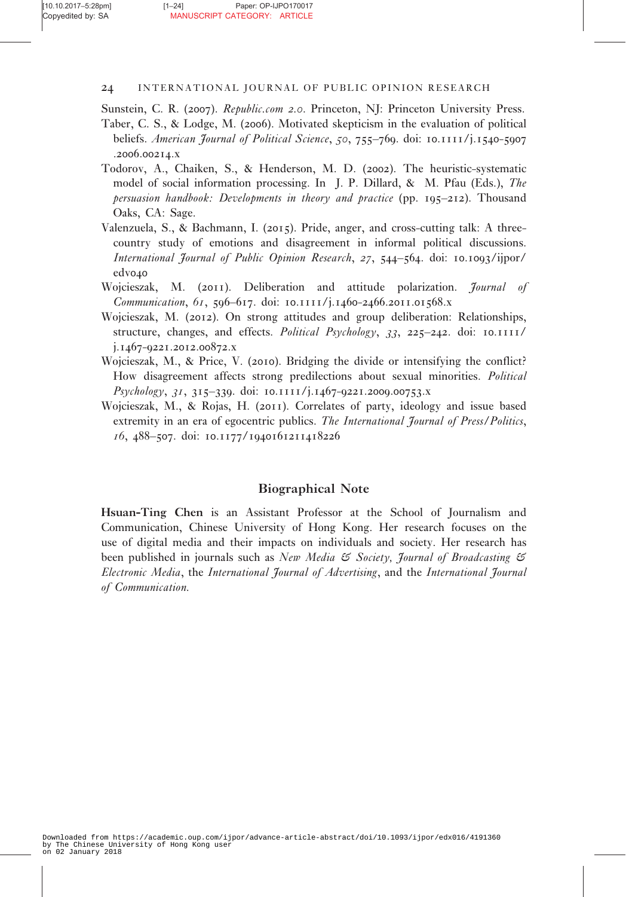Sunstein, C. R. (2007). *Republic.com 2.0*. Princeton, NJ: Princeton University Press.

Taber, C. S., & Lodge, M. (2006). Motivated skepticism in the evaluation of political beliefs. *American Journal of Political Science*, *50*, 755–769. doi: 10.1111/j.1540-5907.2006.00214.x

Todorov, A., Chaiken, S., & Henderson, M. D. (2002). The heuristic-systematic model of social information processing. In J. P. Dillard, & M. Pfau (Eds.), *The persuasion handbook: Developments in theory and practice* (pp. 195–212). Thousand Oaks, CA: Sage.

Valenzuela, S., & Bachmann, I. (2015). Pride, anger, and cross-cutting talk: A three-country study of emotions and disagreement in informal political discussions. *International Journal of Public Opinion Research*, *27*, 544–564. doi: 10.1093/ijpor/edv040

Wojcieszak, M. (2011). Deliberation and attitude polarization. *Journal of Communication*, *61*, 596–617. doi: 10.1111/j.1460-2466.2011.01568.x

Wojcieszak, M. (2012). On strong attitudes and group deliberation: Relationships, structure, changes, and effects. *Political Psychology*, *33*, 225–242. doi: 10.1111/j.1467-9221.2012.00872.x

Wojcieszak, M., & Price, V. (2010). Bridging the divide or intensifying the conflict? How disagreement affects strong predilections about sexual minorities. *Political Psychology*, *31*, 315–339. doi: 10.1111/j.1467-9221.2009.00753.x

Wojcieszak, M., & Rojas, H. (2011). Correlates of party, ideology and issue based extremity in an era of egocentric publics. *The International Journal of Press/Politics*, *16*, 488–507. doi: 10.1177/1940161211418226

## Biographical Note

**Hsuan-Ting Chen** is an Assistant Professor at the School of Journalism and Communication, Chinese University of Hong Kong. Her research focuses on the use of digital media and their impacts on individuals and society. Her research has been published in journals such as *New Media & Society, Journal of Broadcasting & Electronic Media*, the *International Journal of Advertising*, and the *International Journal of Communication.*